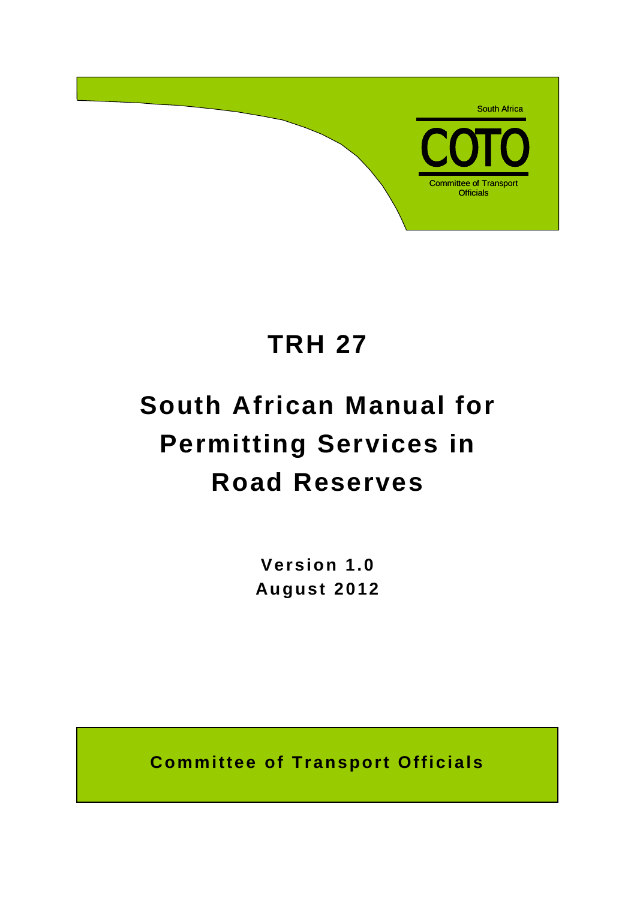South Africa

COTO

Committee of Transport Officials

# TRH 27

# South African Manual for Permitting Services in Road Reserves

**Version 1.0**
**August 2012**

**Committee of Transport Officials**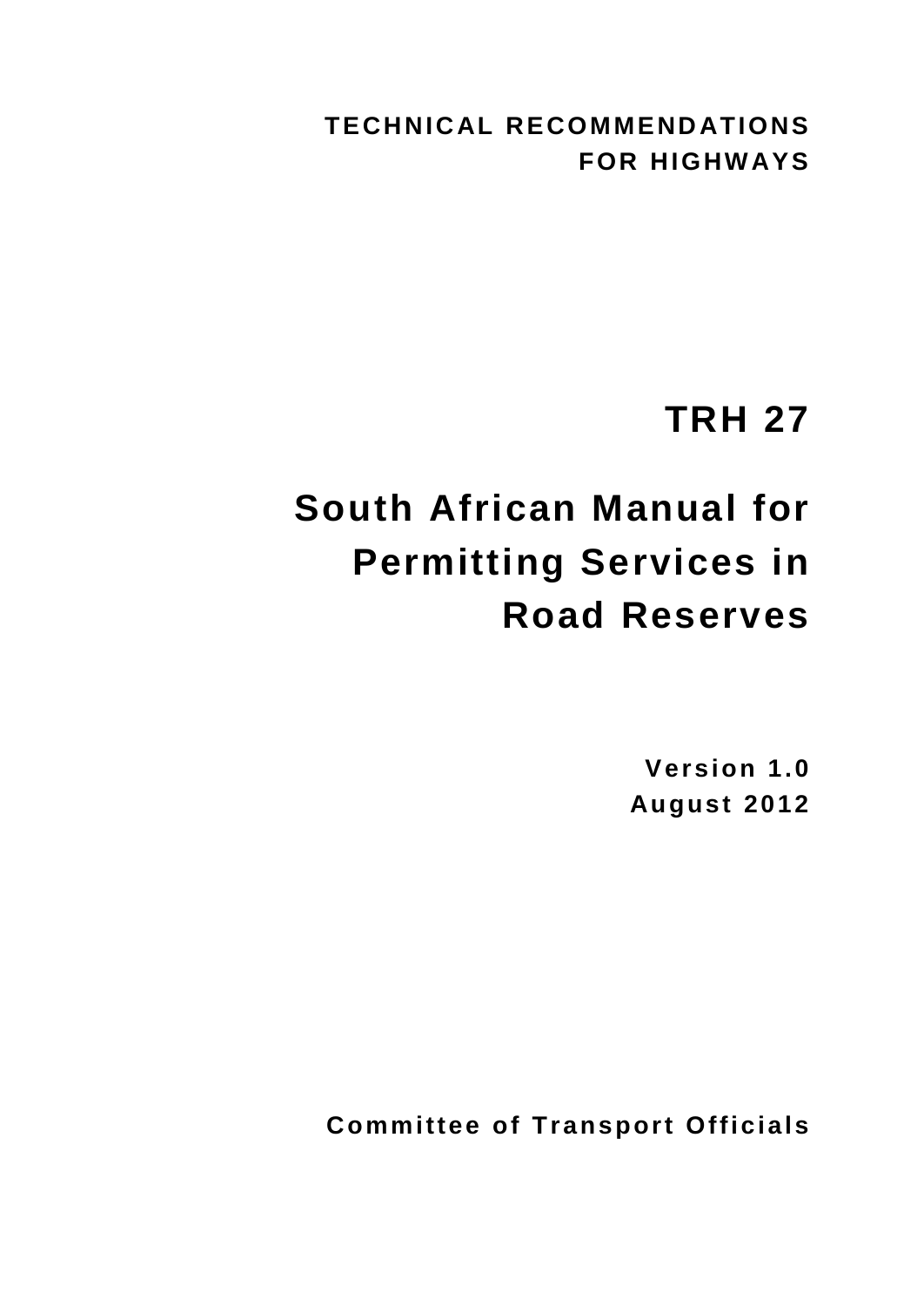**TECHNICAL RECOMMENDATIONS FOR HIGHWAYS**

# TRH 27

# South African Manual for Permitting Services in Road Reserves

**Version 1.0**
**August 2012**

**Committee of Transport Officials**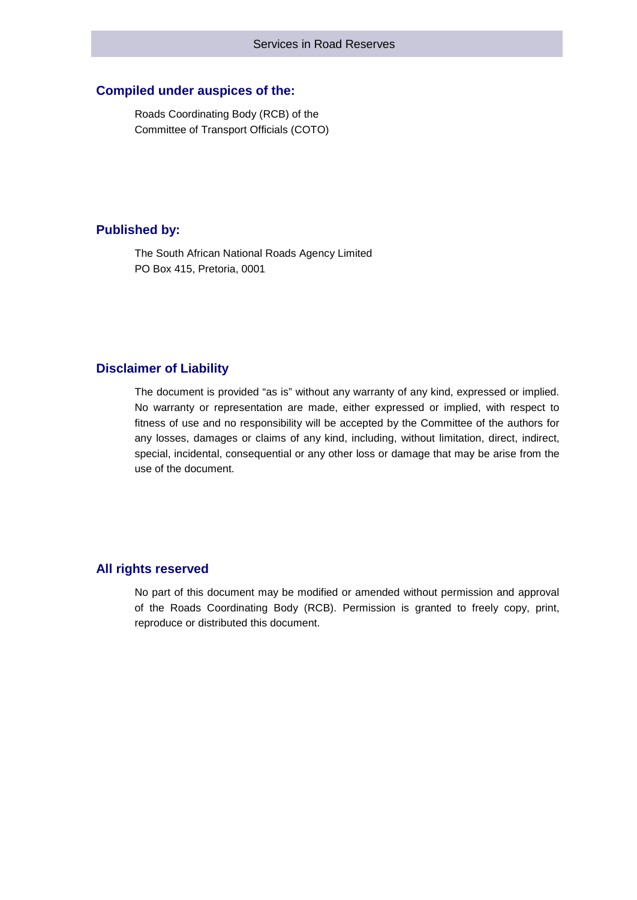## Compiled under auspices of the:

Roads Coordinating Body (RCB) of the
Committee of Transport Officials (COTO)

## Published by:

The South African National Roads Agency Limited
PO Box 415, Pretoria, 0001

## Disclaimer of Liability

The document is provided "as is" without any warranty of any kind, expressed or implied. No warranty or representation are made, either expressed or implied, with respect to fitness of use and no responsibility will be accepted by the Committee of the authors for any losses, damages or claims of any kind, including, without limitation, direct, indirect, special, incidental, consequential or any other loss or damage that may be arise from the use of the document.

## All rights reserved

No part of this document may be modified or amended without permission and approval of the Roads Coordinating Body (RCB). Permission is granted to freely copy, print, reproduce or distributed this document.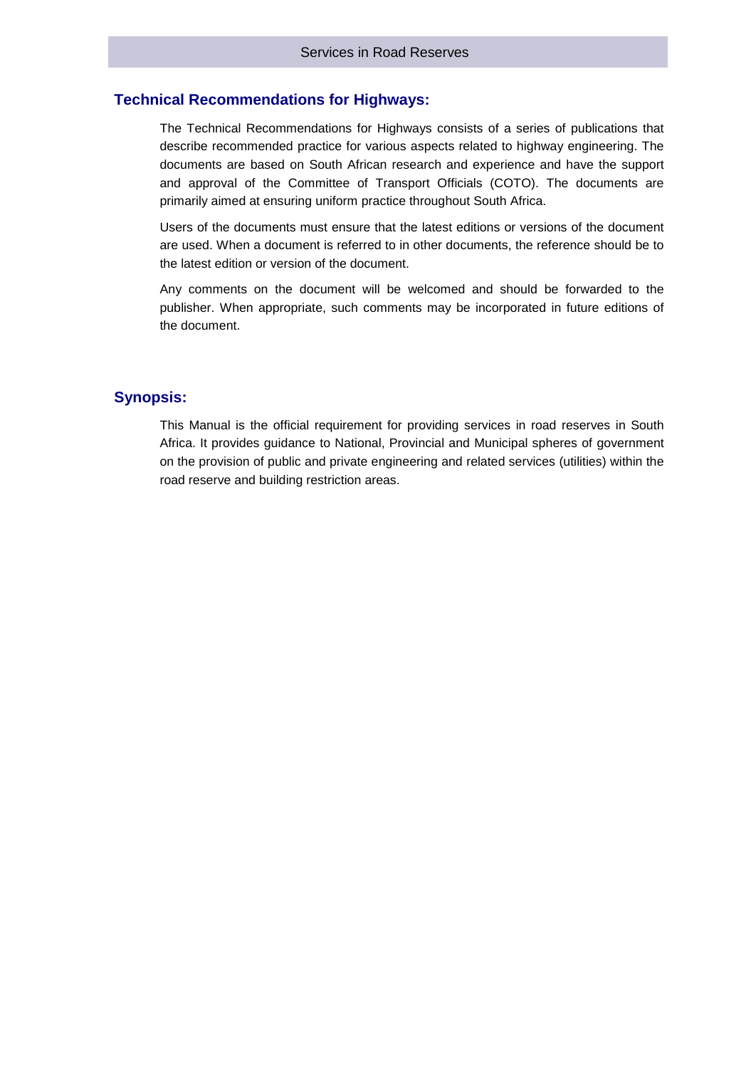## Technical Recommendations for Highways:

The Technical Recommendations for Highways consists of a series of publications that describe recommended practice for various aspects related to highway engineering. The documents are based on South African research and experience and have the support and approval of the Committee of Transport Officials (COTO). The documents are primarily aimed at ensuring uniform practice throughout South Africa.

Users of the documents must ensure that the latest editions or versions of the document are used. When a document is referred to in other documents, the reference should be to the latest edition or version of the document.

Any comments on the document will be welcomed and should be forwarded to the publisher. When appropriate, such comments may be incorporated in future editions of the document.

## Synopsis:

This Manual is the official requirement for providing services in road reserves in South Africa. It provides guidance to National, Provincial and Municipal spheres of government on the provision of public and private engineering and related services (utilities) within the road reserve and building restriction areas.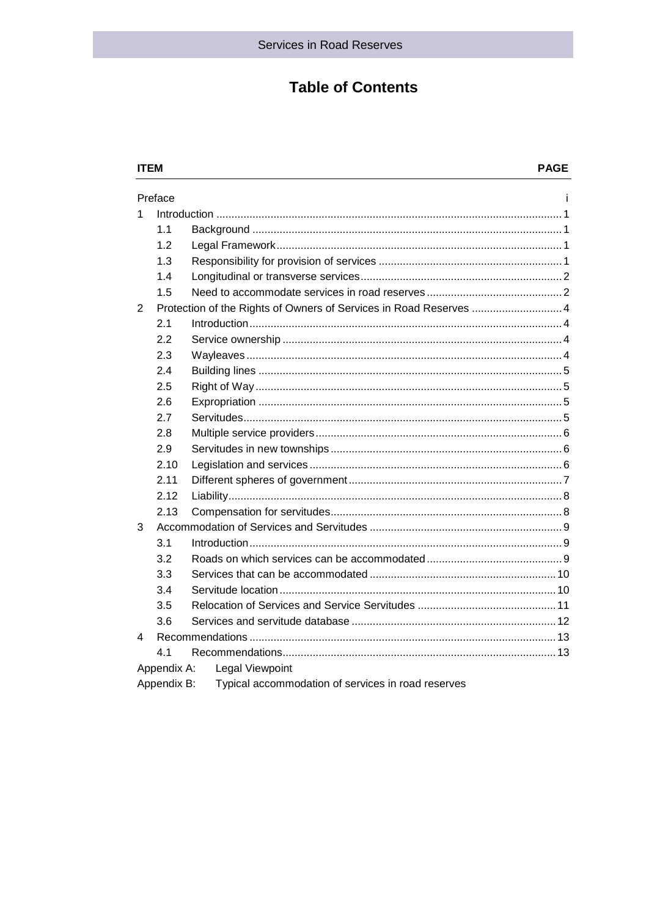# Table of Contents

| ITEM | | PAGE |
|---|---|---|
| Preface | | i |
| 1 | Introduction | 1 |
| 1.1 | Background | 1 |
| 1.2 | Legal Framework | 1 |
| 1.3 | Responsibility for provision of services | 1 |
| 1.4 | Longitudinal or transverse services | 2 |
| 1.5 | Need to accommodate services in road reserves | 2 |
| 2 | Protection of the Rights of Owners of Services in Road Reserves | 4 |
| 2.1 | Introduction | 4 |
| 2.2 | Service ownership | 4 |
| 2.3 | Wayleaves | 4 |
| 2.4 | Building lines | 5 |
| 2.5 | Right of Way | 5 |
| 2.6 | Expropriation | 5 |
| 2.7 | Servitudes | 5 |
| 2.8 | Multiple service providers | 6 |
| 2.9 | Servitudes in new townships | 6 |
| 2.10 | Legislation and services | 6 |
| 2.11 | Different spheres of government | 7 |
| 2.12 | Liability | 8 |
| 2.13 | Compensation for servitudes | 8 |
| 3 | Accommodation of Services and Servitudes | 9 |
| 3.1 | Introduction | 9 |
| 3.2 | Roads on which services can be accommodated | 9 |
| 3.3 | Services that can be accommodated | 10 |
| 3.4 | Servitude location | 10 |
| 3.5 | Relocation of Services and Service Servitudes | 11 |
| 3.6 | Services and servitude database | 12 |
| 4 | Recommendations | 13 |
| 4.1 | Recommendations | 13 |
| Appendix A: | Legal Viewpoint | |
| Appendix B: | Typical accommodation of services in road reserves | |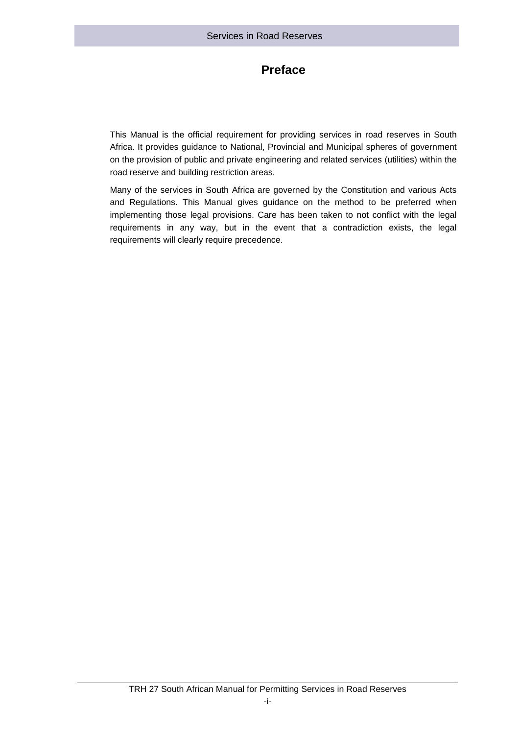# Preface

This Manual is the official requirement for providing services in road reserves in South Africa. It provides guidance to National, Provincial and Municipal spheres of government on the provision of public and private engineering and related services (utilities) within the road reserve and building restriction areas.

Many of the services in South Africa are governed by the Constitution and various Acts and Regulations. This Manual gives guidance on the method to be preferred when implementing those legal provisions. Care has been taken to not conflict with the legal requirements in any way, but in the event that a contradiction exists, the legal requirements will clearly require precedence.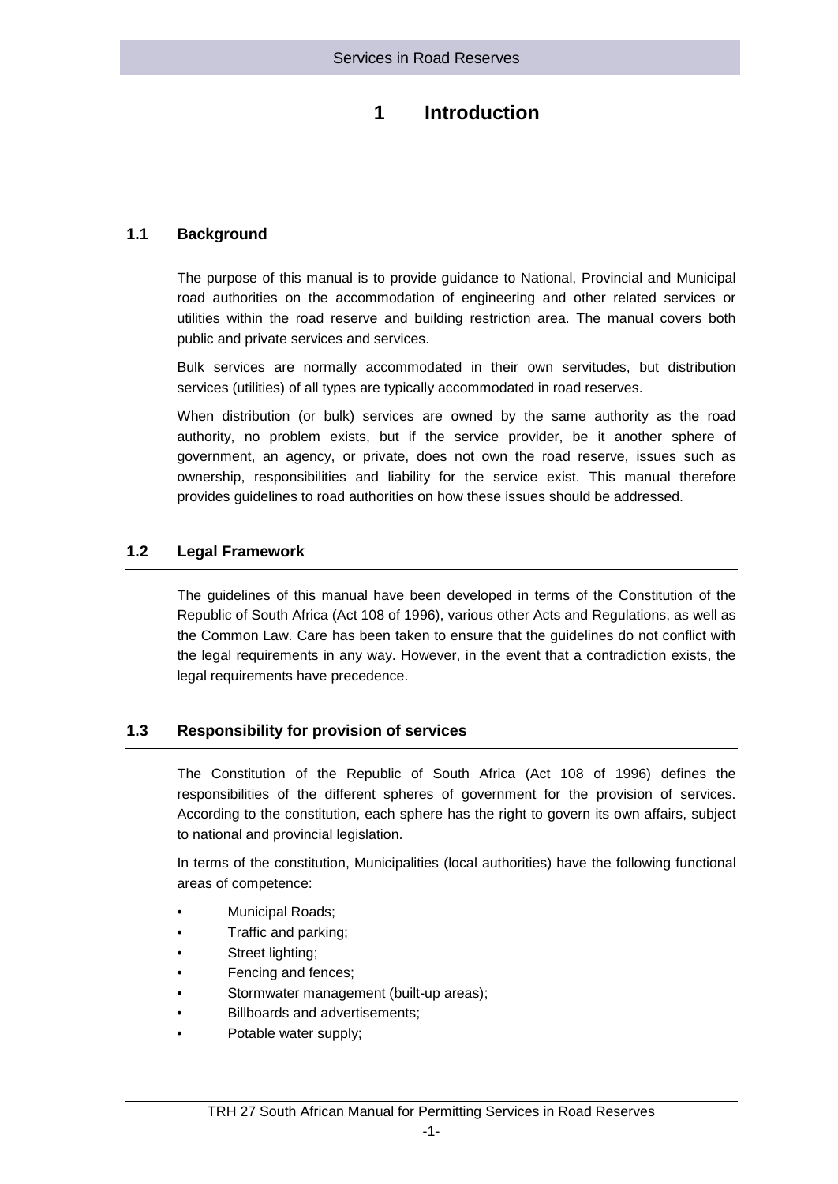# 1 Introduction

## 1.1 Background

The purpose of this manual is to provide guidance to National, Provincial and Municipal road authorities on the accommodation of engineering and other related services or utilities within the road reserve and building restriction area. The manual covers both public and private services and services.

Bulk services are normally accommodated in their own servitudes, but distribution services (utilities) of all types are typically accommodated in road reserves.

When distribution (or bulk) services are owned by the same authority as the road authority, no problem exists, but if the service provider, be it another sphere of government, an agency, or private, does not own the road reserve, issues such as ownership, responsibilities and liability for the service exist. This manual therefore provides guidelines to road authorities on how these issues should be addressed.

## 1.2 Legal Framework

The guidelines of this manual have been developed in terms of the Constitution of the Republic of South Africa (Act 108 of 1996), various other Acts and Regulations, as well as the Common Law. Care has been taken to ensure that the guidelines do not conflict with the legal requirements in any way. However, in the event that a contradiction exists, the legal requirements have precedence.

## 1.3 Responsibility for provision of services

The Constitution of the Republic of South Africa (Act 108 of 1996) defines the responsibilities of the different spheres of government for the provision of services. According to the constitution, each sphere has the right to govern its own affairs, subject to national and provincial legislation.

In terms of the constitution, Municipalities (local authorities) have the following functional areas of competence:

- Municipal Roads;
- Traffic and parking;
- Street lighting;
- Fencing and fences;
- Stormwater management (built-up areas);
- Billboards and advertisements;
- Potable water supply;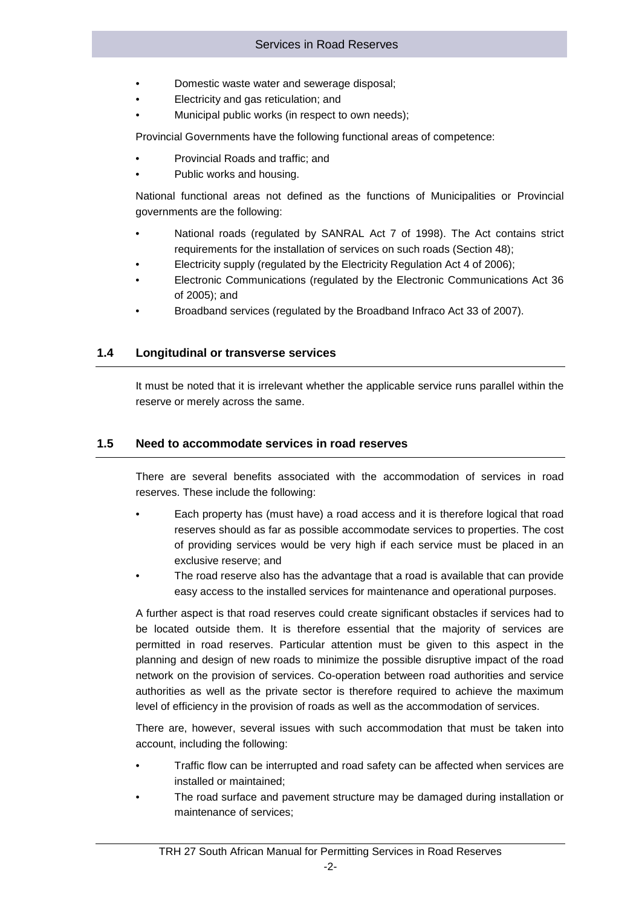- Domestic waste water and sewerage disposal;
- Electricity and gas reticulation; and
- Municipal public works (in respect to own needs);

Provincial Governments have the following functional areas of competence:

- Provincial Roads and traffic; and
- Public works and housing.

National functional areas not defined as the functions of Municipalities or Provincial governments are the following:

- National roads (regulated by SANRAL Act 7 of 1998). The Act contains strict requirements for the installation of services on such roads (Section 48);
- Electricity supply (regulated by the Electricity Regulation Act 4 of 2006);
- Electronic Communications (regulated by the Electronic Communications Act 36 of 2005); and
- Broadband services (regulated by the Broadband Infraco Act 33 of 2007).

## 1.4 Longitudinal or transverse services

It must be noted that it is irrelevant whether the applicable service runs parallel within the reserve or merely across the same.

## 1.5 Need to accommodate services in road reserves

There are several benefits associated with the accommodation of services in road reserves. These include the following:

- Each property has (must have) a road access and it is therefore logical that road reserves should as far as possible accommodate services to properties. The cost of providing services would be very high if each service must be placed in an exclusive reserve; and
- The road reserve also has the advantage that a road is available that can provide easy access to the installed services for maintenance and operational purposes.

A further aspect is that road reserves could create significant obstacles if services had to be located outside them. It is therefore essential that the majority of services are permitted in road reserves. Particular attention must be given to this aspect in the planning and design of new roads to minimize the possible disruptive impact of the road network on the provision of services. Co-operation between road authorities and service authorities as well as the private sector is therefore required to achieve the maximum level of efficiency in the provision of roads as well as the accommodation of services.

There are, however, several issues with such accommodation that must be taken into account, including the following:

- Traffic flow can be interrupted and road safety can be affected when services are installed or maintained;
- The road surface and pavement structure may be damaged during installation or maintenance of services;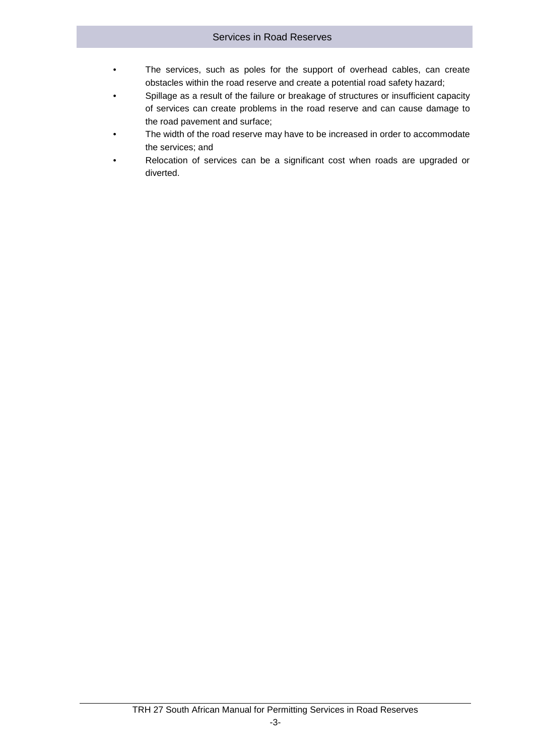- The services, such as poles for the support of overhead cables, can create obstacles within the road reserve and create a potential road safety hazard;
- Spillage as a result of the failure or breakage of structures or insufficient capacity of services can create problems in the road reserve and can cause damage to the road pavement and surface;
- The width of the road reserve may have to be increased in order to accommodate the services; and
- Relocation of services can be a significant cost when roads are upgraded or diverted.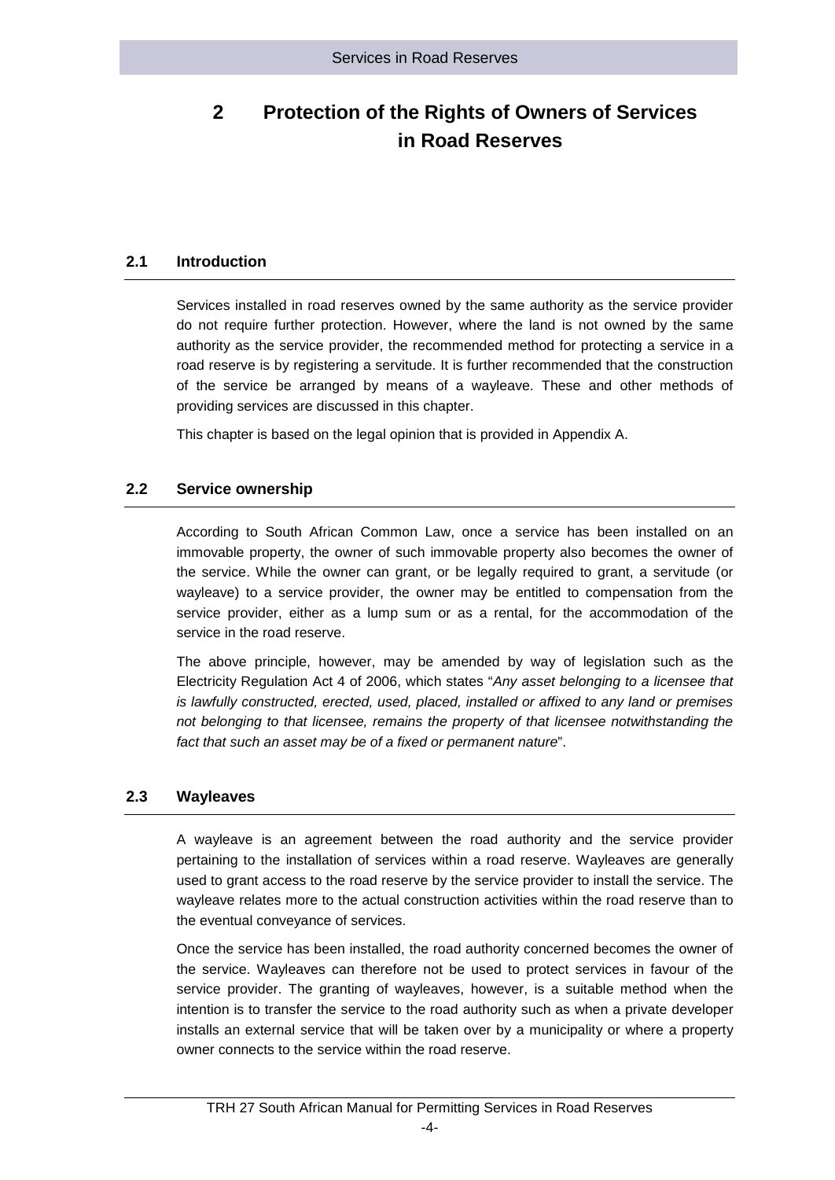# 2 Protection of the Rights of Owners of Services in Road Reserves

## 2.1 Introduction

Services installed in road reserves owned by the same authority as the service provider do not require further protection. However, where the land is not owned by the same authority as the service provider, the recommended method for protecting a service in a road reserve is by registering a servitude. It is further recommended that the construction of the service be arranged by means of a wayleave. These and other methods of providing services are discussed in this chapter.

This chapter is based on the legal opinion that is provided in Appendix A.

## 2.2 Service ownership

According to South African Common Law, once a service has been installed on an immovable property, the owner of such immovable property also becomes the owner of the service. While the owner can grant, or be legally required to grant, a servitude (or wayleave) to a service provider, the owner may be entitled to compensation from the service provider, either as a lump sum or as a rental, for the accommodation of the service in the road reserve.

The above principle, however, may be amended by way of legislation such as the Electricity Regulation Act 4 of 2006, which states "*Any asset belonging to a licensee that is lawfully constructed, erected, used, placed, installed or affixed to any land or premises not belonging to that licensee, remains the property of that licensee notwithstanding the fact that such an asset may be of a fixed or permanent nature*".

## 2.3 Wayleaves

A wayleave is an agreement between the road authority and the service provider pertaining to the installation of services within a road reserve. Wayleaves are generally used to grant access to the road reserve by the service provider to install the service. The wayleave relates more to the actual construction activities within the road reserve than to the eventual conveyance of services.

Once the service has been installed, the road authority concerned becomes the owner of the service. Wayleaves can therefore not be used to protect services in favour of the service provider. The granting of wayleaves, however, is a suitable method when the intention is to transfer the service to the road authority such as when a private developer installs an external service that will be taken over by a municipality or where a property owner connects to the service within the road reserve.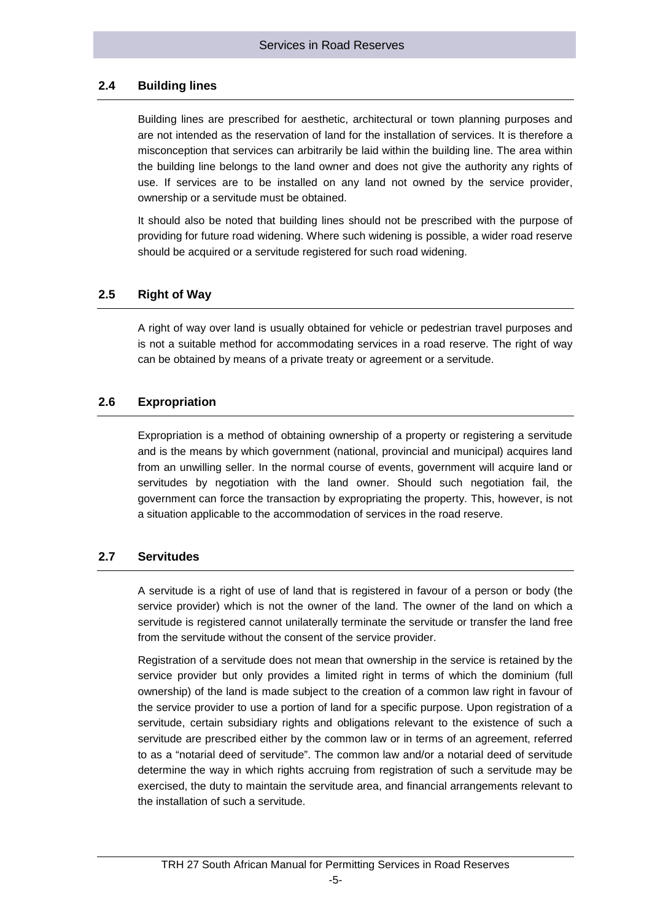## 2.4 Building lines

Building lines are prescribed for aesthetic, architectural or town planning purposes and are not intended as the reservation of land for the installation of services. It is therefore a misconception that services can arbitrarily be laid within the building line. The area within the building line belongs to the land owner and does not give the authority any rights of use. If services are to be installed on any land not owned by the service provider, ownership or a servitude must be obtained.

It should also be noted that building lines should not be prescribed with the purpose of providing for future road widening. Where such widening is possible, a wider road reserve should be acquired or a servitude registered for such road widening.

## 2.5 Right of Way

A right of way over land is usually obtained for vehicle or pedestrian travel purposes and is not a suitable method for accommodating services in a road reserve. The right of way can be obtained by means of a private treaty or agreement or a servitude.

## 2.6 Expropriation

Expropriation is a method of obtaining ownership of a property or registering a servitude and is the means by which government (national, provincial and municipal) acquires land from an unwilling seller. In the normal course of events, government will acquire land or servitudes by negotiation with the land owner. Should such negotiation fail, the government can force the transaction by expropriating the property. This, however, is not a situation applicable to the accommodation of services in the road reserve.

## 2.7 Servitudes

A servitude is a right of use of land that is registered in favour of a person or body (the service provider) which is not the owner of the land. The owner of the land on which a servitude is registered cannot unilaterally terminate the servitude or transfer the land free from the servitude without the consent of the service provider.

Registration of a servitude does not mean that ownership in the service is retained by the service provider but only provides a limited right in terms of which the dominium (full ownership) of the land is made subject to the creation of a common law right in favour of the service provider to use a portion of land for a specific purpose. Upon registration of a servitude, certain subsidiary rights and obligations relevant to the existence of such a servitude are prescribed either by the common law or in terms of an agreement, referred to as a "notarial deed of servitude". The common law and/or a notarial deed of servitude determine the way in which rights accruing from registration of such a servitude may be exercised, the duty to maintain the servitude area, and financial arrangements relevant to the installation of such a servitude.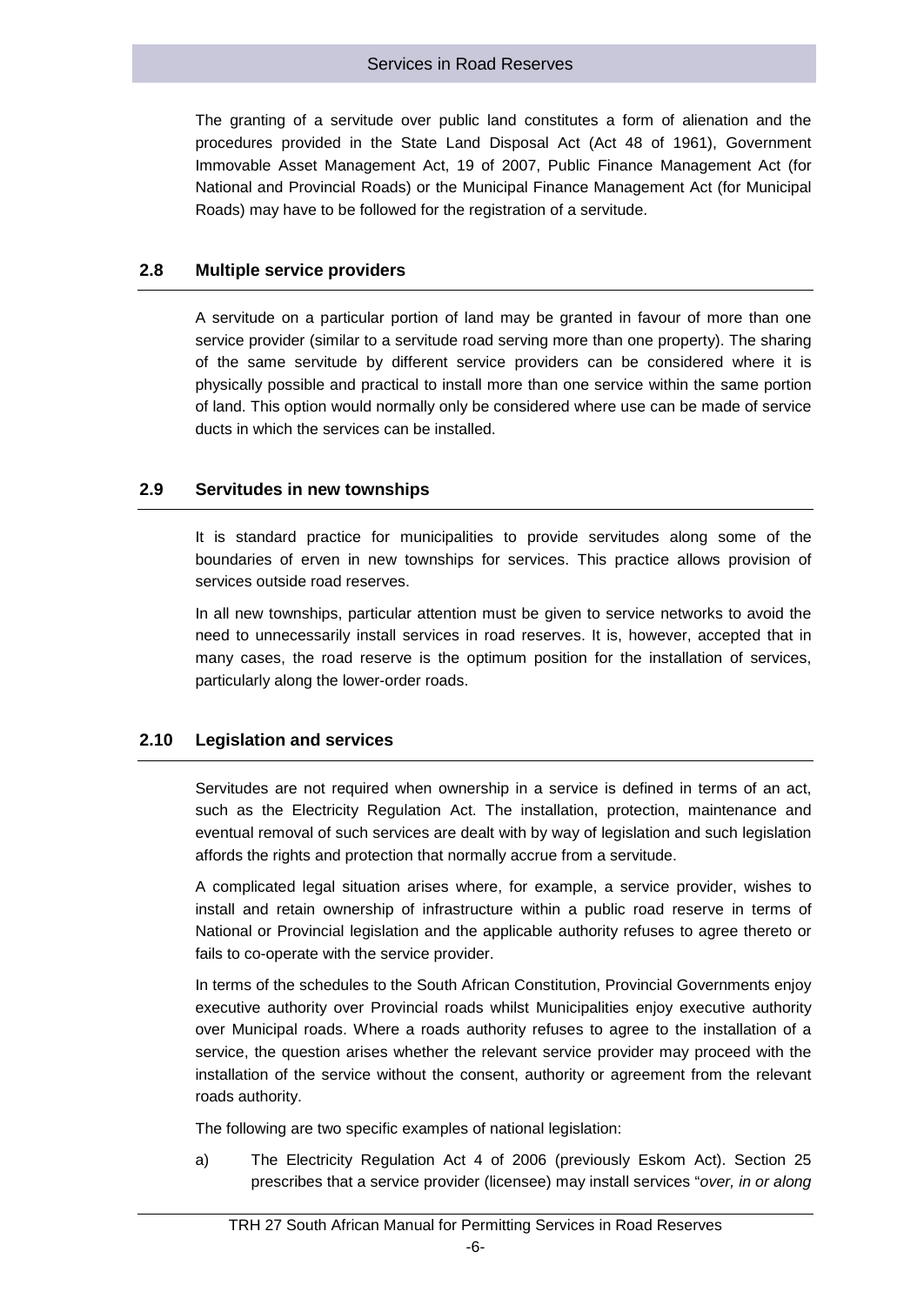The granting of a servitude over public land constitutes a form of alienation and the procedures provided in the State Land Disposal Act (Act 48 of 1961), Government Immovable Asset Management Act, 19 of 2007, Public Finance Management Act (for National and Provincial Roads) or the Municipal Finance Management Act (for Municipal Roads) may have to be followed for the registration of a servitude.

## 2.8 Multiple service providers

A servitude on a particular portion of land may be granted in favour of more than one service provider (similar to a servitude road serving more than one property). The sharing of the same servitude by different service providers can be considered where it is physically possible and practical to install more than one service within the same portion of land. This option would normally only be considered where use can be made of service ducts in which the services can be installed.

## 2.9 Servitudes in new townships

It is standard practice for municipalities to provide servitudes along some of the boundaries of erven in new townships for services. This practice allows provision of services outside road reserves.

In all new townships, particular attention must be given to service networks to avoid the need to unnecessarily install services in road reserves. It is, however, accepted that in many cases, the road reserve is the optimum position for the installation of services, particularly along the lower-order roads.

## 2.10 Legislation and services

Servitudes are not required when ownership in a service is defined in terms of an act, such as the Electricity Regulation Act. The installation, protection, maintenance and eventual removal of such services are dealt with by way of legislation and such legislation affords the rights and protection that normally accrue from a servitude.

A complicated legal situation arises where, for example, a service provider, wishes to install and retain ownership of infrastructure within a public road reserve in terms of National or Provincial legislation and the applicable authority refuses to agree thereto or fails to co-operate with the service provider.

In terms of the schedules to the South African Constitution, Provincial Governments enjoy executive authority over Provincial roads whilst Municipalities enjoy executive authority over Municipal roads. Where a roads authority refuses to agree to the installation of a service, the question arises whether the relevant service provider may proceed with the installation of the service without the consent, authority or agreement from the relevant roads authority.

The following are two specific examples of national legislation:

a) The Electricity Regulation Act 4 of 2006 (previously Eskom Act). Section 25 prescribes that a service provider (licensee) may install services "*over, in or along*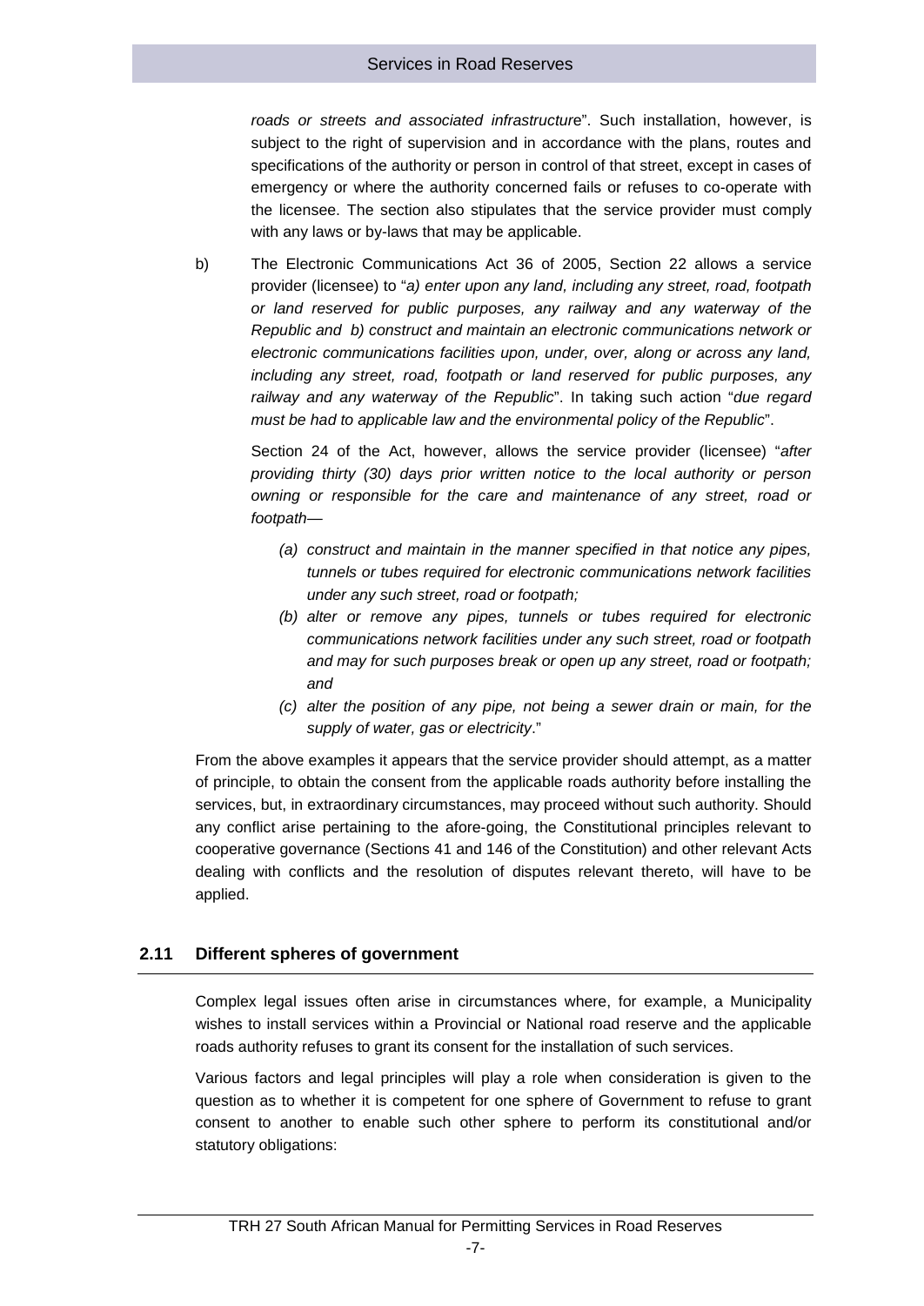*roads or streets and associated infrastructure*". Such installation, however, is subject to the right of supervision and in accordance with the plans, routes and specifications of the authority or person in control of that street, except in cases of emergency or where the authority concerned fails or refuses to co-operate with the licensee. The section also stipulates that the service provider must comply with any laws or by-laws that may be applicable.

b) The Electronic Communications Act 36 of 2005, Section 22 allows a service provider (licensee) to "*a) enter upon any land, including any street, road, footpath or land reserved for public purposes, any railway and any waterway of the Republic and b) construct and maintain an electronic communications network or electronic communications facilities upon, under, over, along or across any land, including any street, road, footpath or land reserved for public purposes, any railway and any waterway of the Republic*". In taking such action "*due regard must be had to applicable law and the environmental policy of the Republic*".

Section 24 of the Act, however, allows the service provider (licensee) "*after providing thirty (30) days prior written notice to the local authority or person owning or responsible for the care and maintenance of any street, road or footpath—*

*(a) construct and maintain in the manner specified in that notice any pipes, tunnels or tubes required for electronic communications network facilities under any such street, road or footpath;*

*(b) alter or remove any pipes, tunnels or tubes required for electronic communications network facilities under any such street, road or footpath and may for such purposes break or open up any street, road or footpath; and*

*(c) alter the position of any pipe, not being a sewer drain or main, for the supply of water, gas or electricity*."

From the above examples it appears that the service provider should attempt, as a matter of principle, to obtain the consent from the applicable roads authority before installing the services, but, in extraordinary circumstances, may proceed without such authority. Should any conflict arise pertaining to the afore-going, the Constitutional principles relevant to cooperative governance (Sections 41 and 146 of the Constitution) and other relevant Acts dealing with conflicts and the resolution of disputes relevant thereto, will have to be applied.

## 2.11 Different spheres of government

Complex legal issues often arise in circumstances where, for example, a Municipality wishes to install services within a Provincial or National road reserve and the applicable roads authority refuses to grant its consent for the installation of such services.

Various factors and legal principles will play a role when consideration is given to the question as to whether it is competent for one sphere of Government to refuse to grant consent to another to enable such other sphere to perform its constitutional and/or statutory obligations: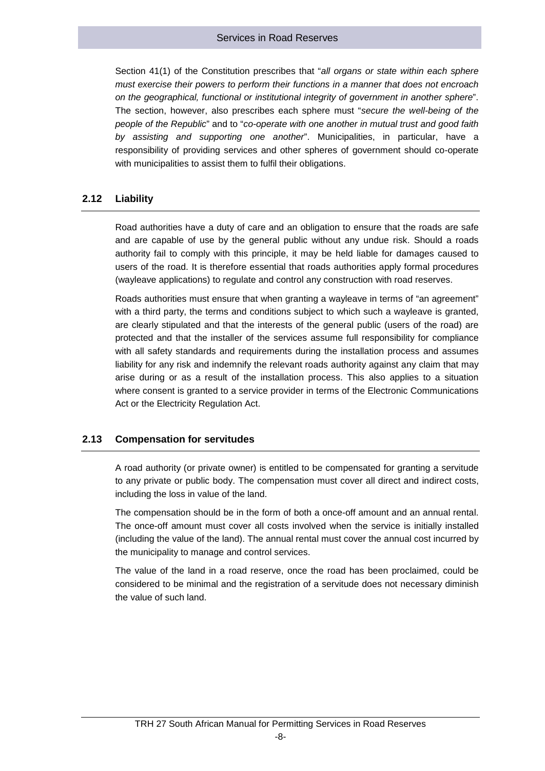Section 41(1) of the Constitution prescribes that "*all organs or state within each sphere must exercise their powers to perform their functions in a manner that does not encroach on the geographical, functional or institutional integrity of government in another sphere*". The section, however, also prescribes each sphere must "*secure the well-being of the people of the Republic*" and to "*co-operate with one another in mutual trust and good faith by assisting and supporting one another*". Municipalities, in particular, have a responsibility of providing services and other spheres of government should co-operate with municipalities to assist them to fulfil their obligations.

## 2.12 Liability

Road authorities have a duty of care and an obligation to ensure that the roads are safe and are capable of use by the general public without any undue risk. Should a roads authority fail to comply with this principle, it may be held liable for damages caused to users of the road. It is therefore essential that roads authorities apply formal procedures (wayleave applications) to regulate and control any construction with road reserves.

Roads authorities must ensure that when granting a wayleave in terms of "an agreement" with a third party, the terms and conditions subject to which such a wayleave is granted, are clearly stipulated and that the interests of the general public (users of the road) are protected and that the installer of the services assume full responsibility for compliance with all safety standards and requirements during the installation process and assumes liability for any risk and indemnify the relevant roads authority against any claim that may arise during or as a result of the installation process. This also applies to a situation where consent is granted to a service provider in terms of the Electronic Communications Act or the Electricity Regulation Act.

## 2.13 Compensation for servitudes

A road authority (or private owner) is entitled to be compensated for granting a servitude to any private or public body. The compensation must cover all direct and indirect costs, including the loss in value of the land.

The compensation should be in the form of both a once-off amount and an annual rental. The once-off amount must cover all costs involved when the service is initially installed (including the value of the land). The annual rental must cover the annual cost incurred by the municipality to manage and control services.

The value of the land in a road reserve, once the road has been proclaimed, could be considered to be minimal and the registration of a servitude does not necessary diminish the value of such land.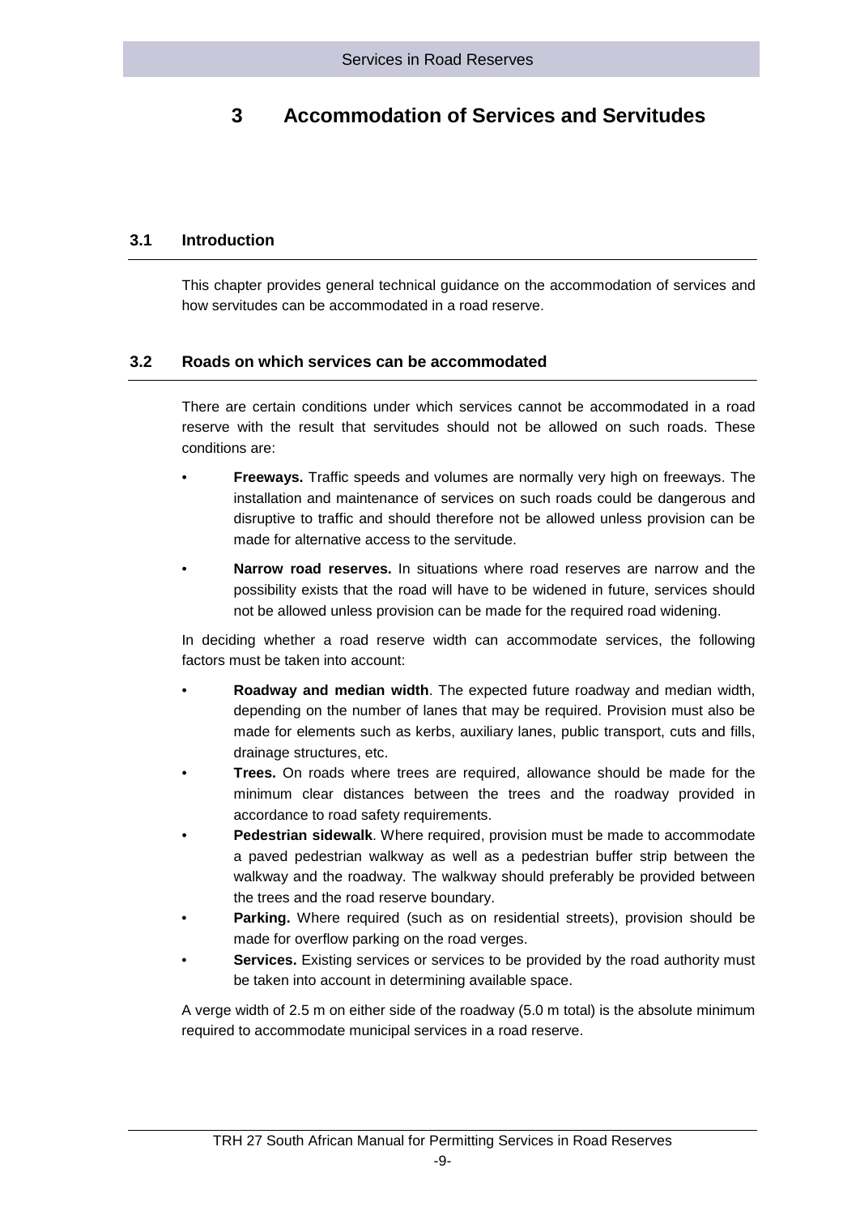# 3 Accommodation of Services and Servitudes

## 3.1 Introduction

This chapter provides general technical guidance on the accommodation of services and how servitudes can be accommodated in a road reserve.

## 3.2 Roads on which services can be accommodated

There are certain conditions under which services cannot be accommodated in a road reserve with the result that servitudes should not be allowed on such roads. These conditions are:

- **Freeways.** Traffic speeds and volumes are normally very high on freeways. The installation and maintenance of services on such roads could be dangerous and disruptive to traffic and should therefore not be allowed unless provision can be made for alternative access to the servitude.
- **Narrow road reserves.** In situations where road reserves are narrow and the possibility exists that the road will have to be widened in future, services should not be allowed unless provision can be made for the required road widening.

In deciding whether a road reserve width can accommodate services, the following factors must be taken into account:

- **Roadway and median width**. The expected future roadway and median width, depending on the number of lanes that may be required. Provision must also be made for elements such as kerbs, auxiliary lanes, public transport, cuts and fills, drainage structures, etc.
- **Trees.** On roads where trees are required, allowance should be made for the minimum clear distances between the trees and the roadway provided in accordance to road safety requirements.
- **Pedestrian sidewalk**. Where required, provision must be made to accommodate a paved pedestrian walkway as well as a pedestrian buffer strip between the walkway and the roadway. The walkway should preferably be provided between the trees and the road reserve boundary.
- **Parking.** Where required (such as on residential streets), provision should be made for overflow parking on the road verges.
- **Services.** Existing services or services to be provided by the road authority must be taken into account in determining available space.

A verge width of 2.5 m on either side of the roadway (5.0 m total) is the absolute minimum required to accommodate municipal services in a road reserve.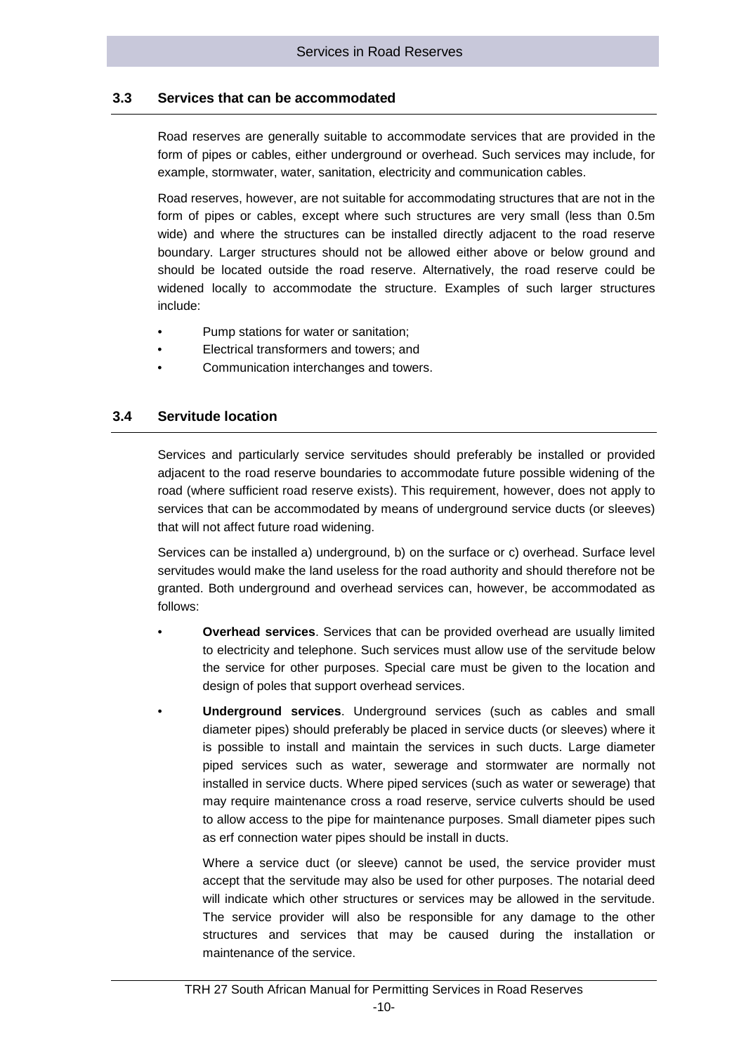## 3.3 Services that can be accommodated

Road reserves are generally suitable to accommodate services that are provided in the form of pipes or cables, either underground or overhead. Such services may include, for example, stormwater, water, sanitation, electricity and communication cables.

Road reserves, however, are not suitable for accommodating structures that are not in the form of pipes or cables, except where such structures are very small (less than 0.5m wide) and where the structures can be installed directly adjacent to the road reserve boundary. Larger structures should not be allowed either above or below ground and should be located outside the road reserve. Alternatively, the road reserve could be widened locally to accommodate the structure. Examples of such larger structures include:

- Pump stations for water or sanitation;
- Electrical transformers and towers; and
- Communication interchanges and towers.

## 3.4 Servitude location

Services and particularly service servitudes should preferably be installed or provided adjacent to the road reserve boundaries to accommodate future possible widening of the road (where sufficient road reserve exists). This requirement, however, does not apply to services that can be accommodated by means of underground service ducts (or sleeves) that will not affect future road widening.

Services can be installed a) underground, b) on the surface or c) overhead. Surface level servitudes would make the land useless for the road authority and should therefore not be granted. Both underground and overhead services can, however, be accommodated as follows:

- **Overhead services**. Services that can be provided overhead are usually limited to electricity and telephone. Such services must allow use of the servitude below the service for other purposes. Special care must be given to the location and design of poles that support overhead services.
- **Underground services**. Underground services (such as cables and small diameter pipes) should preferably be placed in service ducts (or sleeves) where it is possible to install and maintain the services in such ducts. Large diameter piped services such as water, sewerage and stormwater are normally not installed in service ducts. Where piped services (such as water or sewerage) that may require maintenance cross a road reserve, service culverts should be used to allow access to the pipe for maintenance purposes. Small diameter pipes such as erf connection water pipes should be install in ducts.

  Where a service duct (or sleeve) cannot be used, the service provider must accept that the servitude may also be used for other purposes. The notarial deed will indicate which other structures or services may be allowed in the servitude. The service provider will also be responsible for any damage to the other structures and services that may be caused during the installation or maintenance of the service.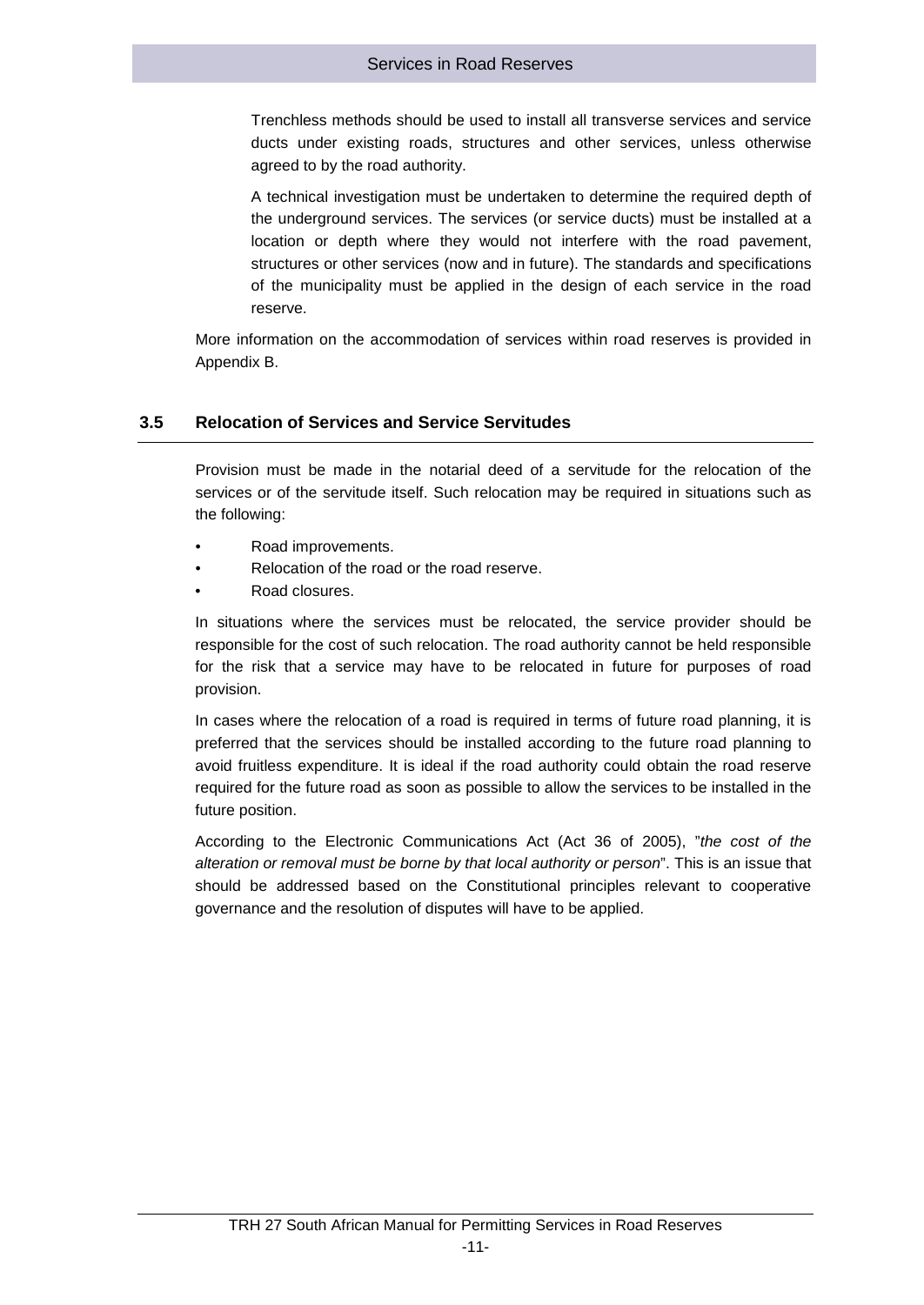Trenchless methods should be used to install all transverse services and service ducts under existing roads, structures and other services, unless otherwise agreed to by the road authority.

A technical investigation must be undertaken to determine the required depth of the underground services. The services (or service ducts) must be installed at a location or depth where they would not interfere with the road pavement, structures or other services (now and in future). The standards and specifications of the municipality must be applied in the design of each service in the road reserve.

More information on the accommodation of services within road reserves is provided in Appendix B.

## 3.5 Relocation of Services and Service Servitudes

Provision must be made in the notarial deed of a servitude for the relocation of the services or of the servitude itself. Such relocation may be required in situations such as the following:

- Road improvements.
- Relocation of the road or the road reserve.
- Road closures.

In situations where the services must be relocated, the service provider should be responsible for the cost of such relocation. The road authority cannot be held responsible for the risk that a service may have to be relocated in future for purposes of road provision.

In cases where the relocation of a road is required in terms of future road planning, it is preferred that the services should be installed according to the future road planning to avoid fruitless expenditure. It is ideal if the road authority could obtain the road reserve required for the future road as soon as possible to allow the services to be installed in the future position.

According to the Electronic Communications Act (Act 36 of 2005), "*the cost of the alteration or removal must be borne by that local authority or person*". This is an issue that should be addressed based on the Constitutional principles relevant to cooperative governance and the resolution of disputes will have to be applied.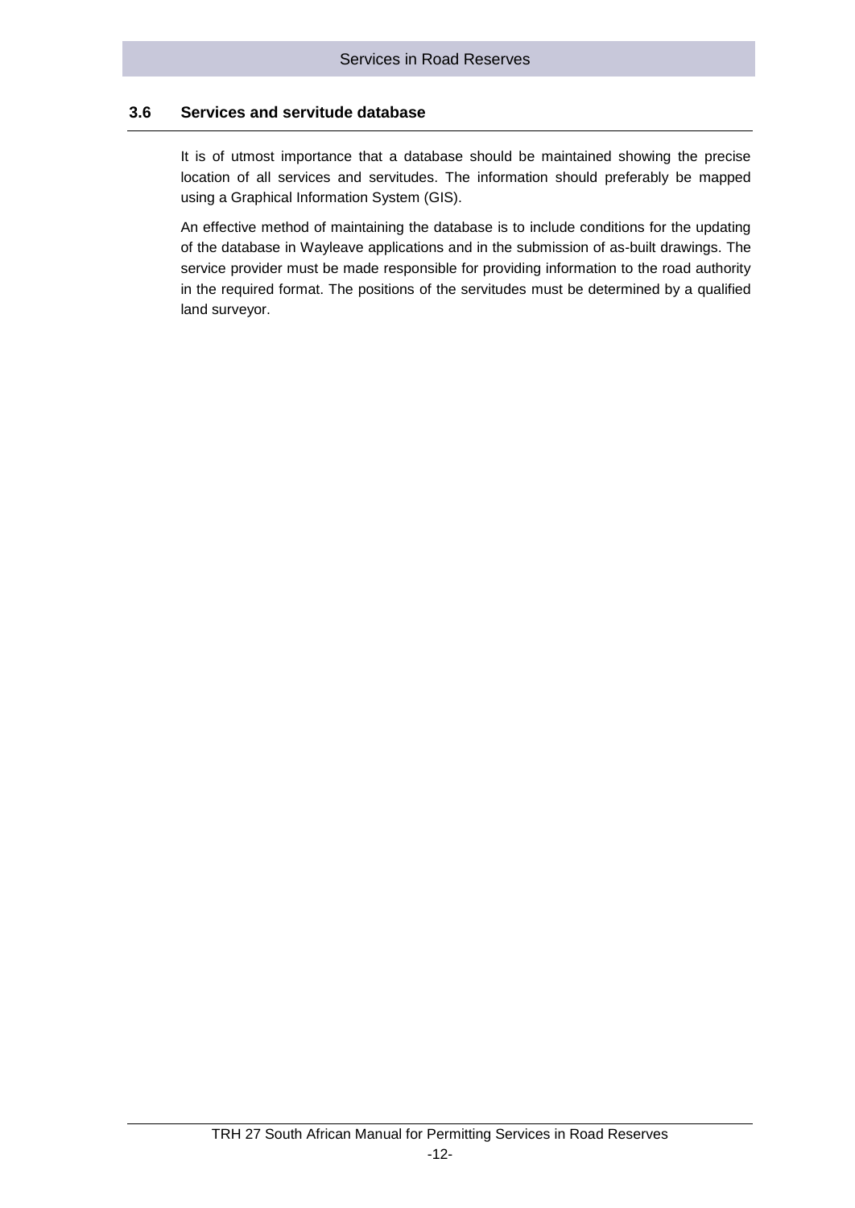## 3.6 Services and servitude database

It is of utmost importance that a database should be maintained showing the precise location of all services and servitudes. The information should preferably be mapped using a Graphical Information System (GIS).

An effective method of maintaining the database is to include conditions for the updating of the database in Wayleave applications and in the submission of as-built drawings. The service provider must be made responsible for providing information to the road authority in the required format. The positions of the servitudes must be determined by a qualified land surveyor.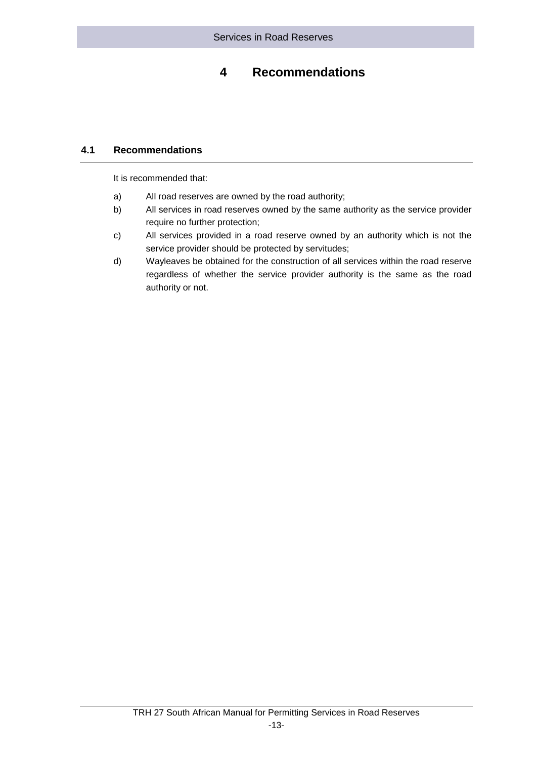# 4 Recommendations

## 4.1 Recommendations

It is recommended that:

a) All road reserves are owned by the road authority;

b) All services in road reserves owned by the same authority as the service provider require no further protection;

c) All services provided in a road reserve owned by an authority which is not the service provider should be protected by servitudes;

d) Wayleaves be obtained for the construction of all services within the road reserve regardless of whether the service provider authority is the same as the road authority or not.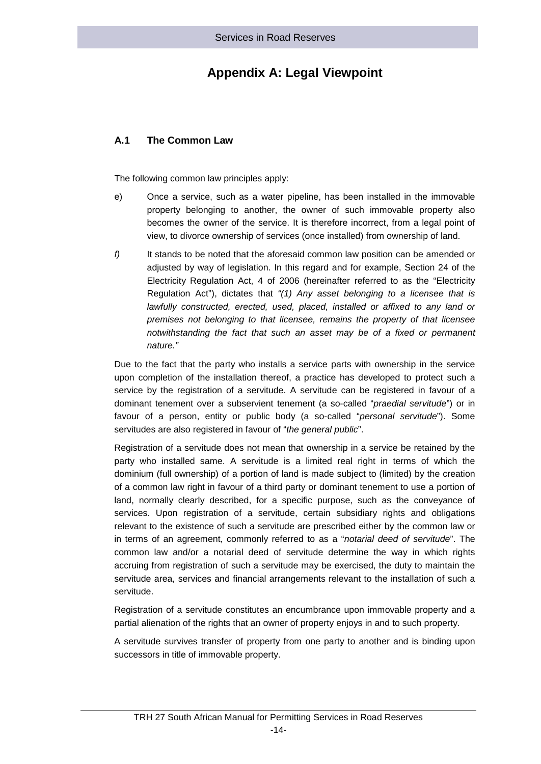# Appendix A: Legal Viewpoint

## A.1 The Common Law

The following common law principles apply:

e) Once a service, such as a water pipeline, has been installed in the immovable property belonging to another, the owner of such immovable property also becomes the owner of the service. It is therefore incorrect, from a legal point of view, to divorce ownership of services (once installed) from ownership of land.

*f)* It stands to be noted that the aforesaid common law position can be amended or adjusted by way of legislation. In this regard and for example, Section 24 of the Electricity Regulation Act, 4 of 2006 (hereinafter referred to as the "Electricity Regulation Act"), dictates that *"(1) Any asset belonging to a licensee that is lawfully constructed, erected, used, placed, installed or affixed to any land or premises not belonging to that licensee, remains the property of that licensee notwithstanding the fact that such an asset may be of a fixed or permanent nature."*

Due to the fact that the party who installs a service parts with ownership in the service upon completion of the installation thereof, a practice has developed to protect such a service by the registration of a servitude. A servitude can be registered in favour of a dominant tenement over a subservient tenement (a so-called "*praedial servitude*") or in favour of a person, entity or public body (a so-called "*personal servitude*"). Some servitudes are also registered in favour of "*the general public*".

Registration of a servitude does not mean that ownership in a service be retained by the party who installed same. A servitude is a limited real right in terms of which the dominium (full ownership) of a portion of land is made subject to (limited) by the creation of a common law right in favour of a third party or dominant tenement to use a portion of land, normally clearly described, for a specific purpose, such as the conveyance of services. Upon registration of a servitude, certain subsidiary rights and obligations relevant to the existence of such a servitude are prescribed either by the common law or in terms of an agreement, commonly referred to as a "*notarial deed of servitude*". The common law and/or a notarial deed of servitude determine the way in which rights accruing from registration of such a servitude may be exercised, the duty to maintain the servitude area, services and financial arrangements relevant to the installation of such a servitude.

Registration of a servitude constitutes an encumbrance upon immovable property and a partial alienation of the rights that an owner of property enjoys in and to such property.

A servitude survives transfer of property from one party to another and is binding upon successors in title of immovable property.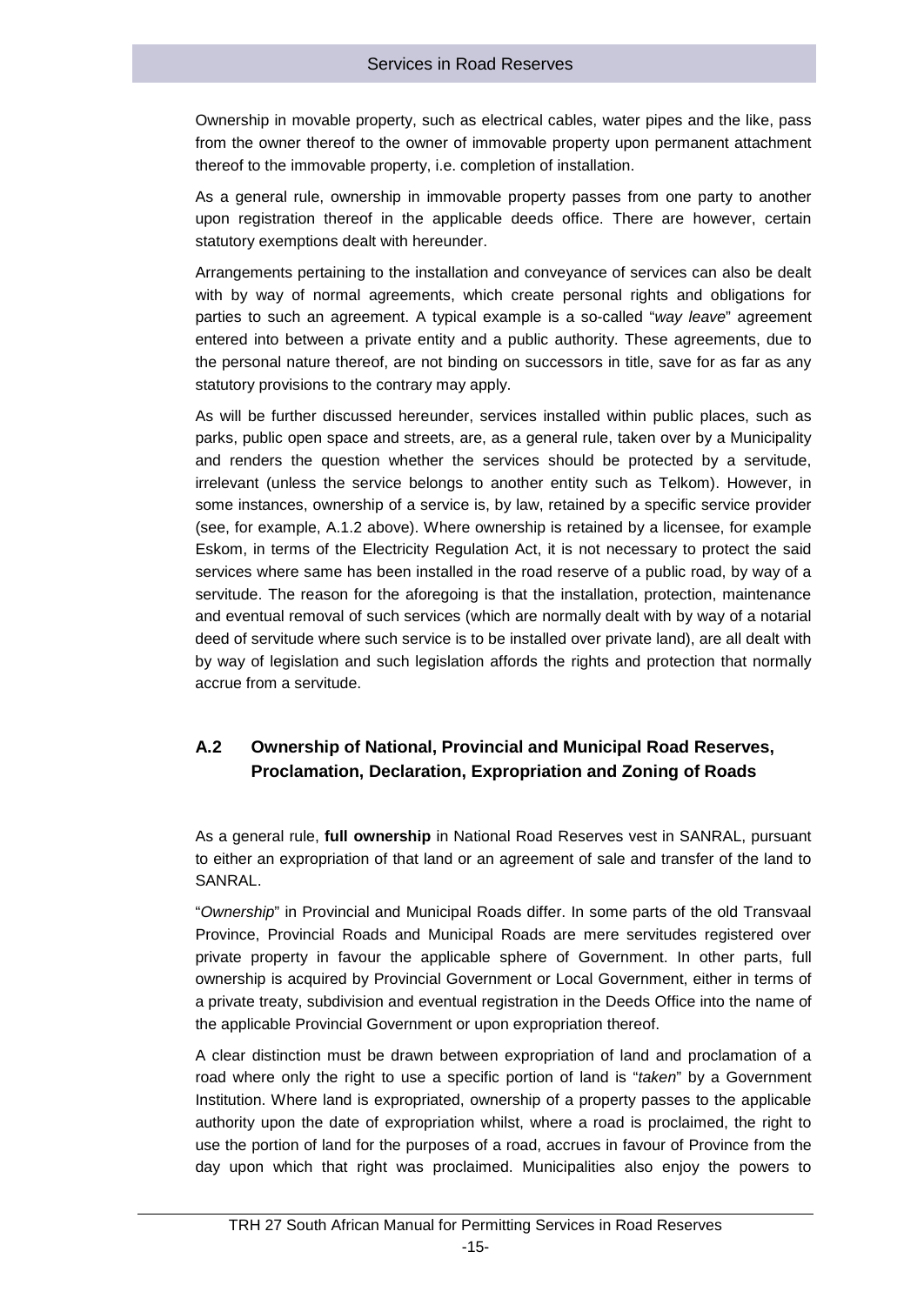Ownership in movable property, such as electrical cables, water pipes and the like, pass from the owner thereof to the owner of immovable property upon permanent attachment thereof to the immovable property, i.e. completion of installation.

As a general rule, ownership in immovable property passes from one party to another upon registration thereof in the applicable deeds office. There are however, certain statutory exemptions dealt with hereunder.

Arrangements pertaining to the installation and conveyance of services can also be dealt with by way of normal agreements, which create personal rights and obligations for parties to such an agreement. A typical example is a so-called "*way leave*" agreement entered into between a private entity and a public authority. These agreements, due to the personal nature thereof, are not binding on successors in title, save for as far as any statutory provisions to the contrary may apply.

As will be further discussed hereunder, services installed within public places, such as parks, public open space and streets, are, as a general rule, taken over by a Municipality and renders the question whether the services should be protected by a servitude, irrelevant (unless the service belongs to another entity such as Telkom). However, in some instances, ownership of a service is, by law, retained by a specific service provider (see, for example, A.1.2 above). Where ownership is retained by a licensee, for example Eskom, in terms of the Electricity Regulation Act, it is not necessary to protect the said services where same has been installed in the road reserve of a public road, by way of a servitude. The reason for the aforegoing is that the installation, protection, maintenance and eventual removal of such services (which are normally dealt with by way of a notarial deed of servitude where such service is to be installed over private land), are all dealt with by way of legislation and such legislation affords the rights and protection that normally accrue from a servitude.

## A.2 Ownership of National, Provincial and Municipal Road Reserves, Proclamation, Declaration, Expropriation and Zoning of Roads

As a general rule, **full ownership** in National Road Reserves vest in SANRAL, pursuant to either an expropriation of that land or an agreement of sale and transfer of the land to SANRAL.

"*Ownership*" in Provincial and Municipal Roads differ. In some parts of the old Transvaal Province, Provincial Roads and Municipal Roads are mere servitudes registered over private property in favour the applicable sphere of Government. In other parts, full ownership is acquired by Provincial Government or Local Government, either in terms of a private treaty, subdivision and eventual registration in the Deeds Office into the name of the applicable Provincial Government or upon expropriation thereof.

A clear distinction must be drawn between expropriation of land and proclamation of a road where only the right to use a specific portion of land is "*taken*" by a Government Institution. Where land is expropriated, ownership of a property passes to the applicable authority upon the date of expropriation whilst, where a road is proclaimed, the right to use the portion of land for the purposes of a road, accrues in favour of Province from the day upon which that right was proclaimed. Municipalities also enjoy the powers to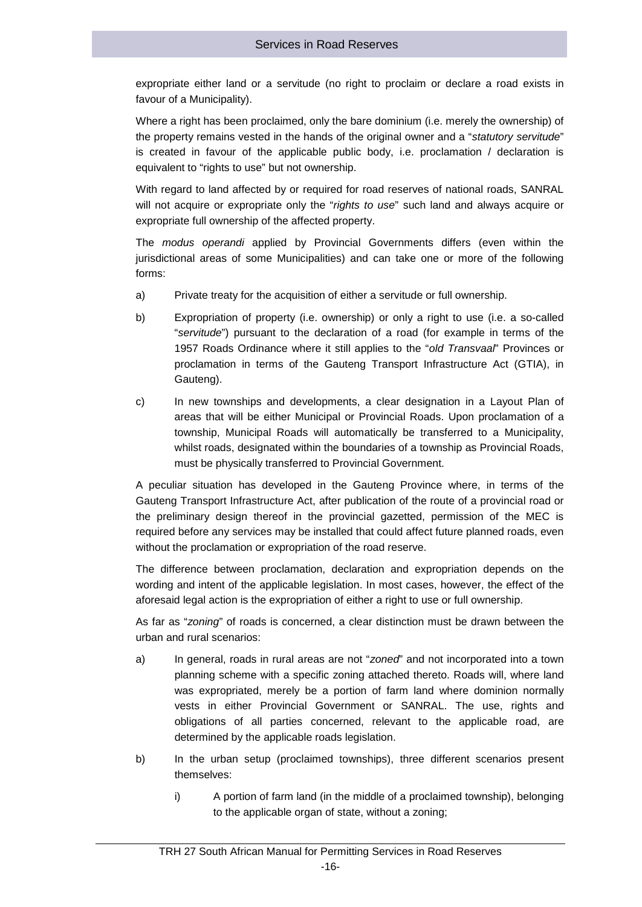expropriate either land or a servitude (no right to proclaim or declare a road exists in favour of a Municipality).

Where a right has been proclaimed, only the bare dominium (i.e. merely the ownership) of the property remains vested in the hands of the original owner and a "*statutory servitude*" is created in favour of the applicable public body, i.e. proclamation / declaration is equivalent to "rights to use" but not ownership.

With regard to land affected by or required for road reserves of national roads, SANRAL will not acquire or expropriate only the "*rights to use*" such land and always acquire or expropriate full ownership of the affected property.

The *modus operandi* applied by Provincial Governments differs (even within the jurisdictional areas of some Municipalities) and can take one or more of the following forms:

a) Private treaty for the acquisition of either a servitude or full ownership.

b) Expropriation of property (i.e. ownership) or only a right to use (i.e. a so-called "*servitude*") pursuant to the declaration of a road (for example in terms of the 1957 Roads Ordinance where it still applies to the "*old Transvaal*" Provinces or proclamation in terms of the Gauteng Transport Infrastructure Act (GTIA), in Gauteng).

c) In new townships and developments, a clear designation in a Layout Plan of areas that will be either Municipal or Provincial Roads. Upon proclamation of a township, Municipal Roads will automatically be transferred to a Municipality, whilst roads, designated within the boundaries of a township as Provincial Roads, must be physically transferred to Provincial Government.

A peculiar situation has developed in the Gauteng Province where, in terms of the Gauteng Transport Infrastructure Act, after publication of the route of a provincial road or the preliminary design thereof in the provincial gazetted, permission of the MEC is required before any services may be installed that could affect future planned roads, even without the proclamation or expropriation of the road reserve.

The difference between proclamation, declaration and expropriation depends on the wording and intent of the applicable legislation. In most cases, however, the effect of the aforesaid legal action is the expropriation of either a right to use or full ownership.

As far as "*zoning*" of roads is concerned, a clear distinction must be drawn between the urban and rural scenarios:

a) In general, roads in rural areas are not "*zoned*" and not incorporated into a town planning scheme with a specific zoning attached thereto. Roads will, where land was expropriated, merely be a portion of farm land where dominion normally vests in either Provincial Government or SANRAL. The use, rights and obligations of all parties concerned, relevant to the applicable road, are determined by the applicable roads legislation.

b) In the urban setup (proclaimed townships), three different scenarios present themselves:

   i) A portion of farm land (in the middle of a proclaimed township), belonging to the applicable organ of state, without a zoning;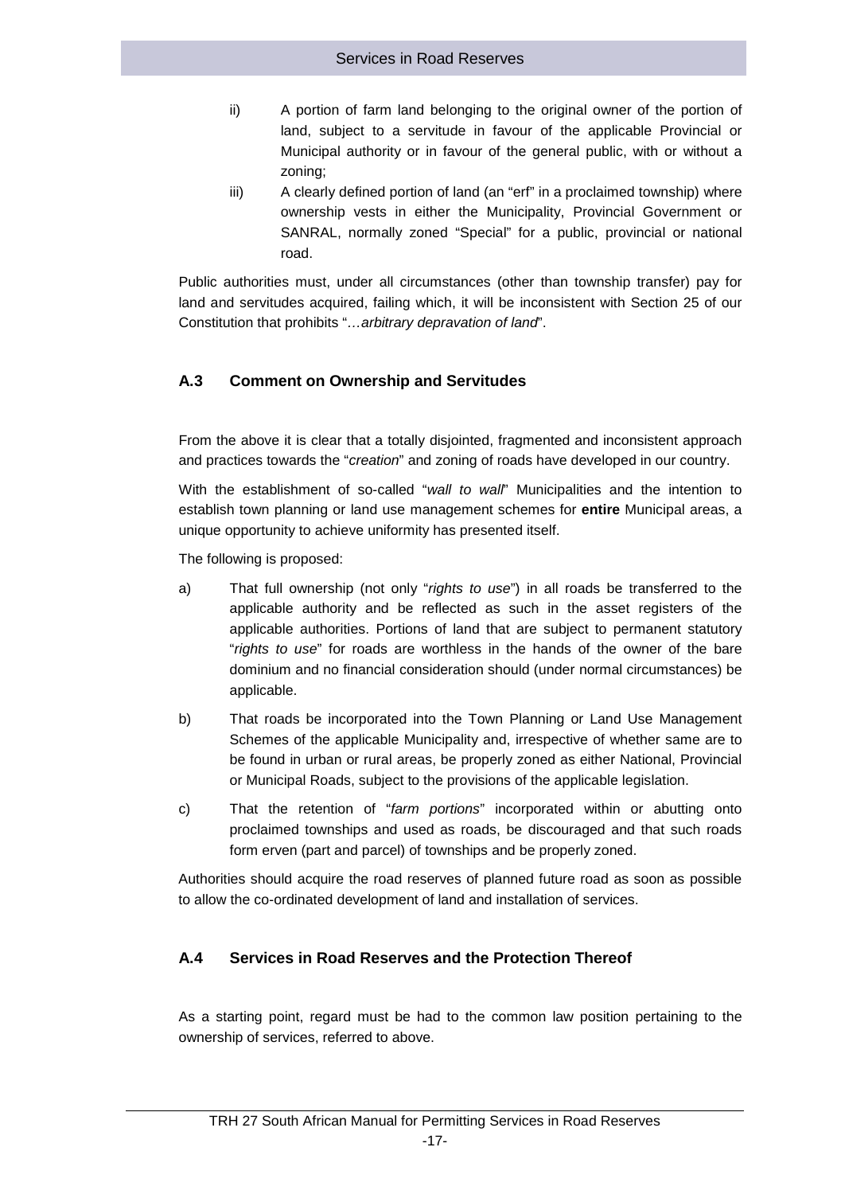ii) A portion of farm land belonging to the original owner of the portion of land, subject to a servitude in favour of the applicable Provincial or Municipal authority or in favour of the general public, with or without a zoning;

iii) A clearly defined portion of land (an "erf" in a proclaimed township) where ownership vests in either the Municipality, Provincial Government or SANRAL, normally zoned "Special" for a public, provincial or national road.

Public authorities must, under all circumstances (other than township transfer) pay for land and servitudes acquired, failing which, it will be inconsistent with Section 25 of our Constitution that prohibits "…*arbitrary depravation of land*".

### A.3 Comment on Ownership and Servitudes

From the above it is clear that a totally disjointed, fragmented and inconsistent approach and practices towards the "*creation*" and zoning of roads have developed in our country.

With the establishment of so-called "*wall to wall*" Municipalities and the intention to establish town planning or land use management schemes for **entire** Municipal areas, a unique opportunity to achieve uniformity has presented itself.

The following is proposed:

a) That full ownership (not only "*rights to use*") in all roads be transferred to the applicable authority and be reflected as such in the asset registers of the applicable authorities. Portions of land that are subject to permanent statutory "*rights to use*" for roads are worthless in the hands of the owner of the bare dominium and no financial consideration should (under normal circumstances) be applicable.

b) That roads be incorporated into the Town Planning or Land Use Management Schemes of the applicable Municipality and, irrespective of whether same are to be found in urban or rural areas, be properly zoned as either National, Provincial or Municipal Roads, subject to the provisions of the applicable legislation.

c) That the retention of "*farm portions*" incorporated within or abutting onto proclaimed townships and used as roads, be discouraged and that such roads form erven (part and parcel) of townships and be properly zoned.

Authorities should acquire the road reserves of planned future road as soon as possible to allow the co-ordinated development of land and installation of services.

### A.4 Services in Road Reserves and the Protection Thereof

As a starting point, regard must be had to the common law position pertaining to the ownership of services, referred to above.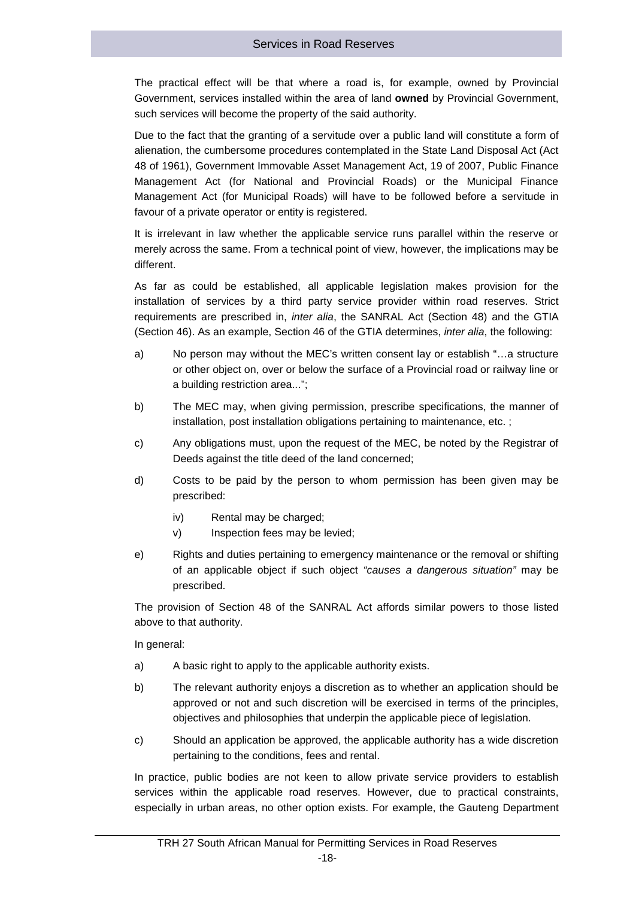The practical effect will be that where a road is, for example, owned by Provincial Government, services installed within the area of land **owned** by Provincial Government, such services will become the property of the said authority.

Due to the fact that the granting of a servitude over a public land will constitute a form of alienation, the cumbersome procedures contemplated in the State Land Disposal Act (Act 48 of 1961), Government Immovable Asset Management Act, 19 of 2007, Public Finance Management Act (for National and Provincial Roads) or the Municipal Finance Management Act (for Municipal Roads) will have to be followed before a servitude in favour of a private operator or entity is registered.

It is irrelevant in law whether the applicable service runs parallel within the reserve or merely across the same. From a technical point of view, however, the implications may be different.

As far as could be established, all applicable legislation makes provision for the installation of services by a third party service provider within road reserves. Strict requirements are prescribed in, *inter alia*, the SANRAL Act (Section 48) and the GTIA (Section 46). As an example, Section 46 of the GTIA determines, *inter alia*, the following:

a) No person may without the MEC's written consent lay or establish "…a structure or other object on, over or below the surface of a Provincial road or railway line or a building restriction area...";

b) The MEC may, when giving permission, prescribe specifications, the manner of installation, post installation obligations pertaining to maintenance, etc. ;

c) Any obligations must, upon the request of the MEC, be noted by the Registrar of Deeds against the title deed of the land concerned;

d) Costs to be paid by the person to whom permission has been given may be prescribed:

    iv) Rental may be charged;

    v) Inspection fees may be levied;

e) Rights and duties pertaining to emergency maintenance or the removal or shifting of an applicable object if such object *"causes a dangerous situation"* may be prescribed.

The provision of Section 48 of the SANRAL Act affords similar powers to those listed above to that authority.

In general:

a) A basic right to apply to the applicable authority exists.

b) The relevant authority enjoys a discretion as to whether an application should be approved or not and such discretion will be exercised in terms of the principles, objectives and philosophies that underpin the applicable piece of legislation.

c) Should an application be approved, the applicable authority has a wide discretion pertaining to the conditions, fees and rental.

In practice, public bodies are not keen to allow private service providers to establish services within the applicable road reserves. However, due to practical constraints, especially in urban areas, no other option exists. For example, the Gauteng Department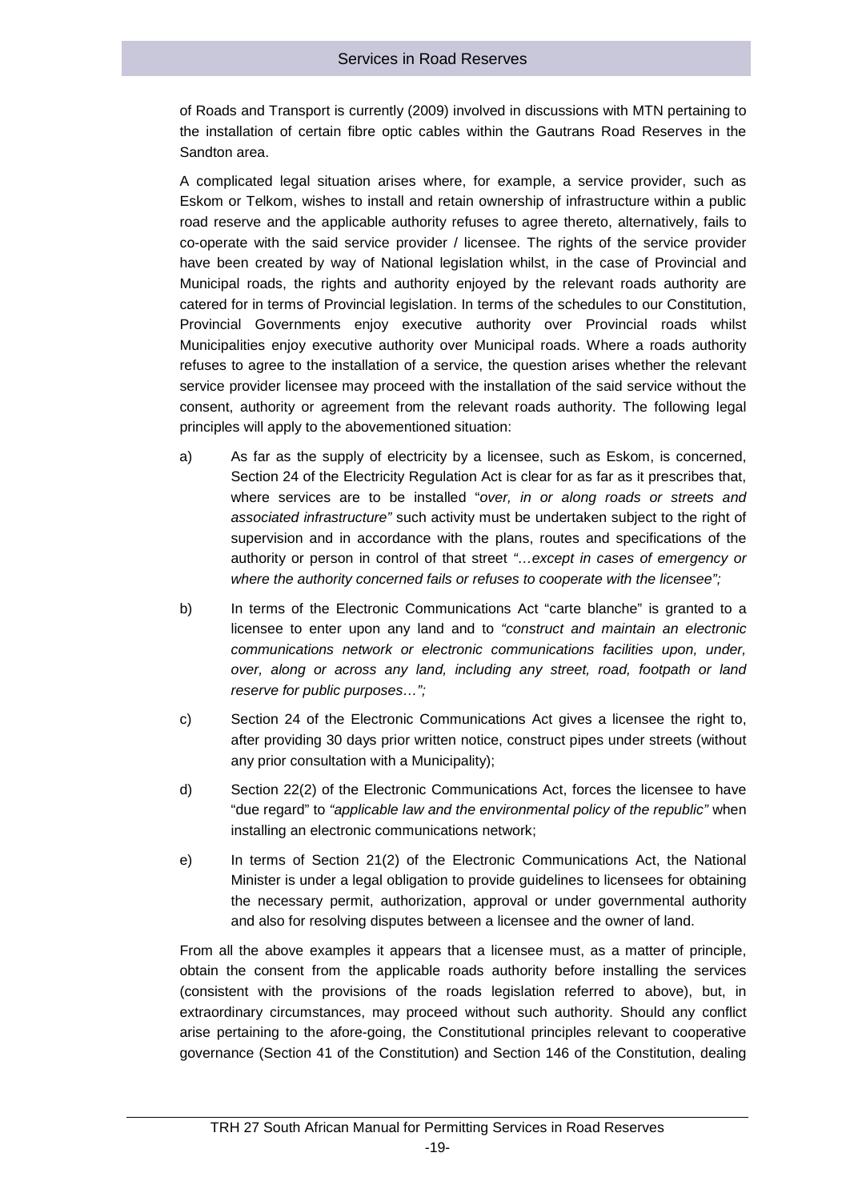of Roads and Transport is currently (2009) involved in discussions with MTN pertaining to the installation of certain fibre optic cables within the Gautrans Road Reserves in the Sandton area.

A complicated legal situation arises where, for example, a service provider, such as Eskom or Telkom, wishes to install and retain ownership of infrastructure within a public road reserve and the applicable authority refuses to agree thereto, alternatively, fails to co-operate with the said service provider / licensee. The rights of the service provider have been created by way of National legislation whilst, in the case of Provincial and Municipal roads, the rights and authority enjoyed by the relevant roads authority are catered for in terms of Provincial legislation. In terms of the schedules to our Constitution, Provincial Governments enjoy executive authority over Provincial roads whilst Municipalities enjoy executive authority over Municipal roads. Where a roads authority refuses to agree to the installation of a service, the question arises whether the relevant service provider licensee may proceed with the installation of the said service without the consent, authority or agreement from the relevant roads authority. The following legal principles will apply to the abovementioned situation:

a) As far as the supply of electricity by a licensee, such as Eskom, is concerned, Section 24 of the Electricity Regulation Act is clear for as far as it prescribes that, where services are to be installed "*over, in or along roads or streets and associated infrastructure"* such activity must be undertaken subject to the right of supervision and in accordance with the plans, routes and specifications of the authority or person in control of that street *"…except in cases of emergency or where the authority concerned fails or refuses to cooperate with the licensee";*

b) In terms of the Electronic Communications Act "carte blanche" is granted to a licensee to enter upon any land and to *"construct and maintain an electronic communications network or electronic communications facilities upon, under, over, along or across any land, including any street, road, footpath or land reserve for public purposes…";*

c) Section 24 of the Electronic Communications Act gives a licensee the right to, after providing 30 days prior written notice, construct pipes under streets (without any prior consultation with a Municipality);

d) Section 22(2) of the Electronic Communications Act, forces the licensee to have "due regard" to *"applicable law and the environmental policy of the republic"* when installing an electronic communications network;

e) In terms of Section 21(2) of the Electronic Communications Act, the National Minister is under a legal obligation to provide guidelines to licensees for obtaining the necessary permit, authorization, approval or under governmental authority and also for resolving disputes between a licensee and the owner of land.

From all the above examples it appears that a licensee must, as a matter of principle, obtain the consent from the applicable roads authority before installing the services (consistent with the provisions of the roads legislation referred to above), but, in extraordinary circumstances, may proceed without such authority. Should any conflict arise pertaining to the afore-going, the Constitutional principles relevant to cooperative governance (Section 41 of the Constitution) and Section 146 of the Constitution, dealing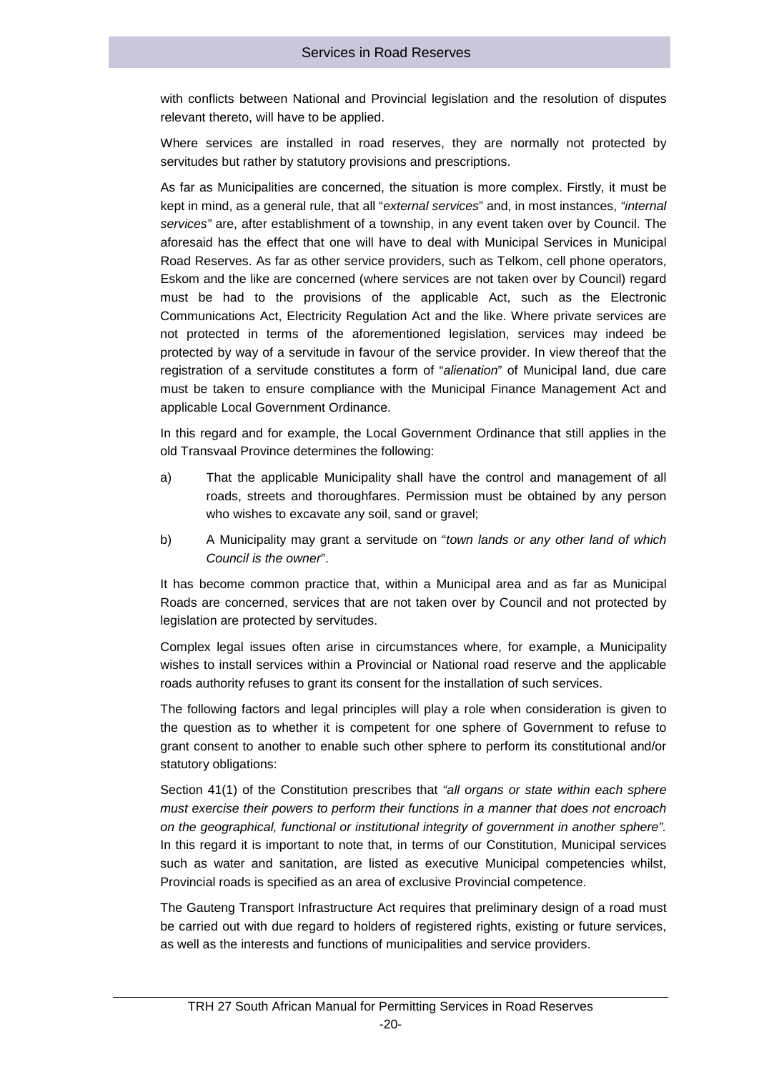with conflicts between National and Provincial legislation and the resolution of disputes relevant thereto, will have to be applied.

Where services are installed in road reserves, they are normally not protected by servitudes but rather by statutory provisions and prescriptions.

As far as Municipalities are concerned, the situation is more complex. Firstly, it must be kept in mind, as a general rule, that all "*external services*" and, in most instances, *"internal services"* are, after establishment of a township, in any event taken over by Council. The aforesaid has the effect that one will have to deal with Municipal Services in Municipal Road Reserves. As far as other service providers, such as Telkom, cell phone operators, Eskom and the like are concerned (where services are not taken over by Council) regard must be had to the provisions of the applicable Act, such as the Electronic Communications Act, Electricity Regulation Act and the like. Where private services are not protected in terms of the aforementioned legislation, services may indeed be protected by way of a servitude in favour of the service provider. In view thereof that the registration of a servitude constitutes a form of "*alienation*" of Municipal land, due care must be taken to ensure compliance with the Municipal Finance Management Act and applicable Local Government Ordinance.

In this regard and for example, the Local Government Ordinance that still applies in the old Transvaal Province determines the following:

a) That the applicable Municipality shall have the control and management of all roads, streets and thoroughfares. Permission must be obtained by any person who wishes to excavate any soil, sand or gravel;

b) A Municipality may grant a servitude on "*town lands or any other land of which Council is the owner*".

It has become common practice that, within a Municipal area and as far as Municipal Roads are concerned, services that are not taken over by Council and not protected by legislation are protected by servitudes.

Complex legal issues often arise in circumstances where, for example, a Municipality wishes to install services within a Provincial or National road reserve and the applicable roads authority refuses to grant its consent for the installation of such services.

The following factors and legal principles will play a role when consideration is given to the question as to whether it is competent for one sphere of Government to refuse to grant consent to another to enable such other sphere to perform its constitutional and/or statutory obligations:

Section 41(1) of the Constitution prescribes that *"all organs or state within each sphere must exercise their powers to perform their functions in a manner that does not encroach on the geographical, functional or institutional integrity of government in another sphere"*. In this regard it is important to note that, in terms of our Constitution, Municipal services such as water and sanitation, are listed as executive Municipal competencies whilst, Provincial roads is specified as an area of exclusive Provincial competence.

The Gauteng Transport Infrastructure Act requires that preliminary design of a road must be carried out with due regard to holders of registered rights, existing or future services, as well as the interests and functions of municipalities and service providers.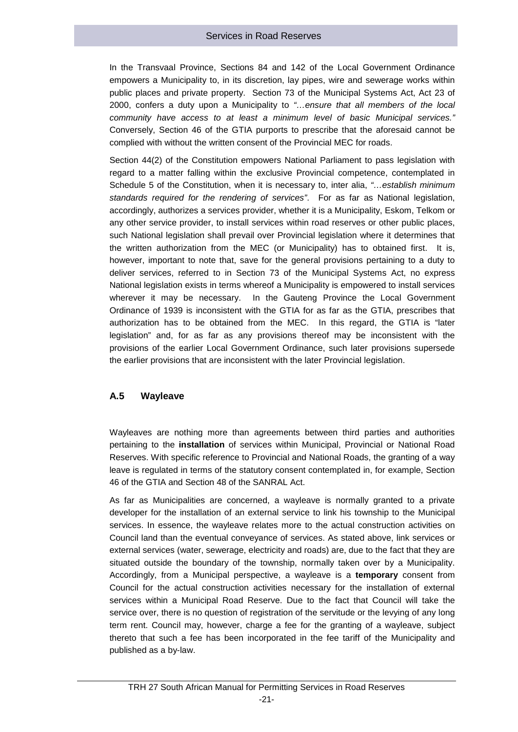In the Transvaal Province, Sections 84 and 142 of the Local Government Ordinance empowers a Municipality to, in its discretion, lay pipes, wire and sewerage works within public places and private property. Section 73 of the Municipal Systems Act, Act 23 of 2000, confers a duty upon a Municipality to *"…ensure that all members of the local community have access to at least a minimum level of basic Municipal services."* Conversely, Section 46 of the GTIA purports to prescribe that the aforesaid cannot be complied with without the written consent of the Provincial MEC for roads.

Section 44(2) of the Constitution empowers National Parliament to pass legislation with regard to a matter falling within the exclusive Provincial competence, contemplated in Schedule 5 of the Constitution, when it is necessary to, inter alia, *"…establish minimum standards required for the rendering of services"*. For as far as National legislation, accordingly, authorizes a services provider, whether it is a Municipality, Eskom, Telkom or any other service provider, to install services within road reserves or other public places, such National legislation shall prevail over Provincial legislation where it determines that the written authorization from the MEC (or Municipality) has to obtained first. It is, however, important to note that, save for the general provisions pertaining to a duty to deliver services, referred to in Section 73 of the Municipal Systems Act, no express National legislation exists in terms whereof a Municipality is empowered to install services wherever it may be necessary. In the Gauteng Province the Local Government Ordinance of 1939 is inconsistent with the GTIA for as far as the GTIA, prescribes that authorization has to be obtained from the MEC. In this regard, the GTIA is "later legislation" and, for as far as any provisions thereof may be inconsistent with the provisions of the earlier Local Government Ordinance, such later provisions supersede the earlier provisions that are inconsistent with the later Provincial legislation.

### A.5 Wayleave

Wayleaves are nothing more than agreements between third parties and authorities pertaining to the **installation** of services within Municipal, Provincial or National Road Reserves. With specific reference to Provincial and National Roads, the granting of a way leave is regulated in terms of the statutory consent contemplated in, for example, Section 46 of the GTIA and Section 48 of the SANRAL Act.

As far as Municipalities are concerned, a wayleave is normally granted to a private developer for the installation of an external service to link his township to the Municipal services. In essence, the wayleave relates more to the actual construction activities on Council land than the eventual conveyance of services. As stated above, link services or external services (water, sewerage, electricity and roads) are, due to the fact that they are situated outside the boundary of the township, normally taken over by a Municipality. Accordingly, from a Municipal perspective, a wayleave is a **temporary** consent from Council for the actual construction activities necessary for the installation of external services within a Municipal Road Reserve. Due to the fact that Council will take the service over, there is no question of registration of the servitude or the levying of any long term rent. Council may, however, charge a fee for the granting of a wayleave, subject thereto that such a fee has been incorporated in the fee tariff of the Municipality and published as a by-law.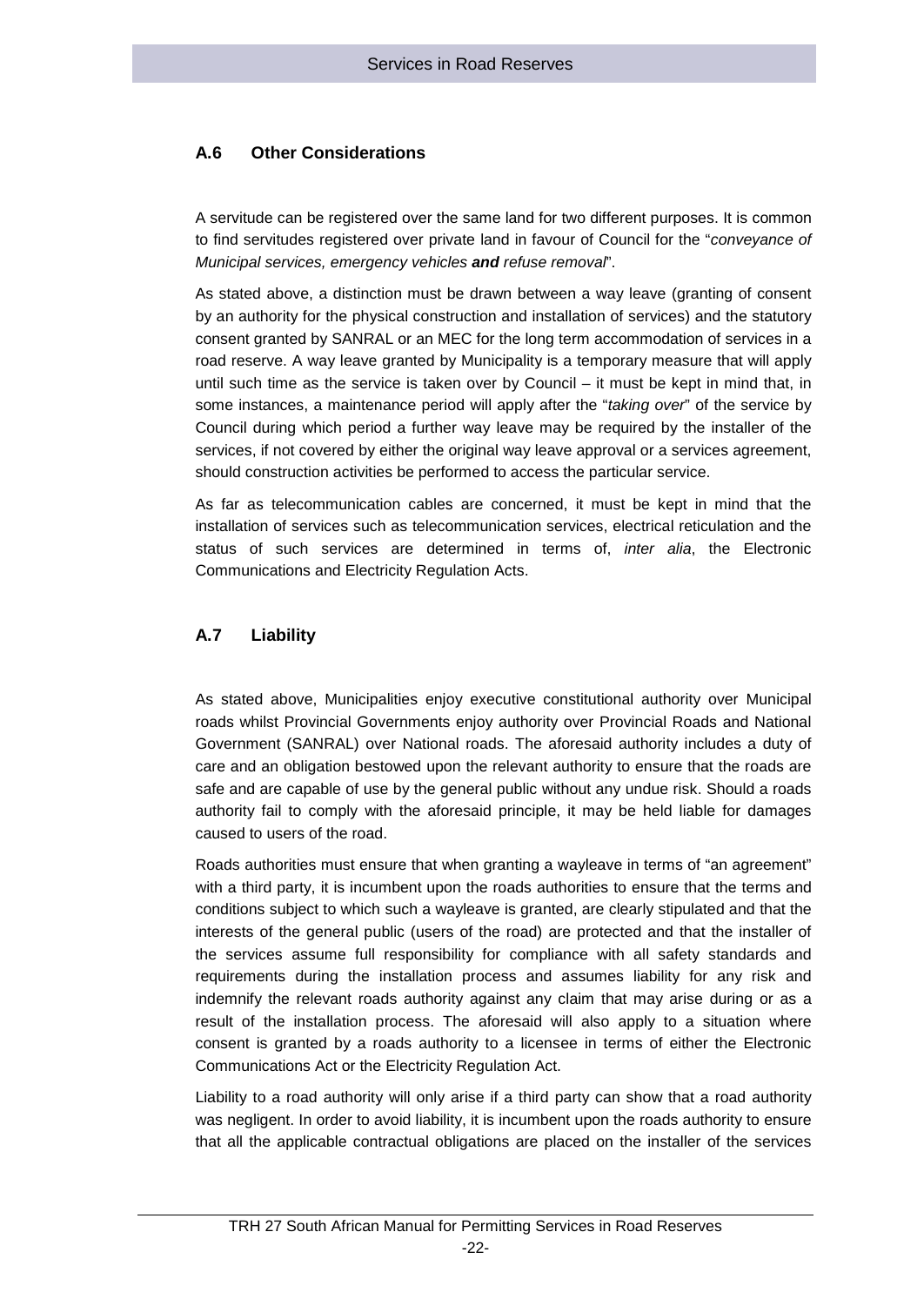## A.6 Other Considerations

A servitude can be registered over the same land for two different purposes. It is common to find servitudes registered over private land in favour of Council for the "*conveyance of Municipal services, emergency vehicles **and** refuse removal*".

As stated above, a distinction must be drawn between a way leave (granting of consent by an authority for the physical construction and installation of services) and the statutory consent granted by SANRAL or an MEC for the long term accommodation of services in a road reserve. A way leave granted by Municipality is a temporary measure that will apply until such time as the service is taken over by Council – it must be kept in mind that, in some instances, a maintenance period will apply after the "*taking over*" of the service by Council during which period a further way leave may be required by the installer of the services, if not covered by either the original way leave approval or a services agreement, should construction activities be performed to access the particular service.

As far as telecommunication cables are concerned, it must be kept in mind that the installation of services such as telecommunication services, electrical reticulation and the status of such services are determined in terms of, *inter alia*, the Electronic Communications and Electricity Regulation Acts.

## A.7 Liability

As stated above, Municipalities enjoy executive constitutional authority over Municipal roads whilst Provincial Governments enjoy authority over Provincial Roads and National Government (SANRAL) over National roads. The aforesaid authority includes a duty of care and an obligation bestowed upon the relevant authority to ensure that the roads are safe and are capable of use by the general public without any undue risk. Should a roads authority fail to comply with the aforesaid principle, it may be held liable for damages caused to users of the road.

Roads authorities must ensure that when granting a wayleave in terms of "an agreement" with a third party, it is incumbent upon the roads authorities to ensure that the terms and conditions subject to which such a wayleave is granted, are clearly stipulated and that the interests of the general public (users of the road) are protected and that the installer of the services assume full responsibility for compliance with all safety standards and requirements during the installation process and assumes liability for any risk and indemnify the relevant roads authority against any claim that may arise during or as a result of the installation process. The aforesaid will also apply to a situation where consent is granted by a roads authority to a licensee in terms of either the Electronic Communications Act or the Electricity Regulation Act.

Liability to a road authority will only arise if a third party can show that a road authority was negligent. In order to avoid liability, it is incumbent upon the roads authority to ensure that all the applicable contractual obligations are placed on the installer of the services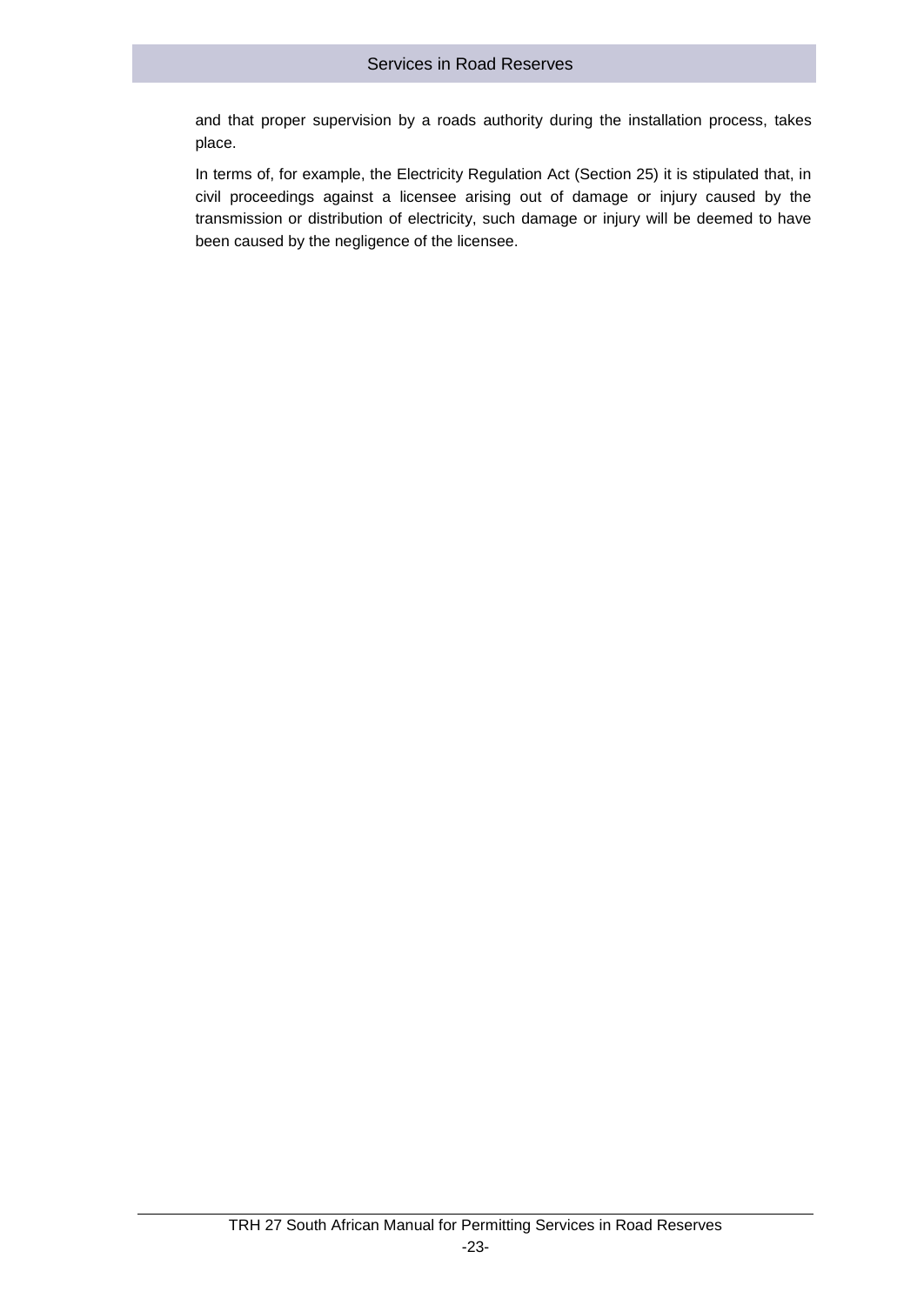and that proper supervision by a roads authority during the installation process, takes place.

In terms of, for example, the Electricity Regulation Act (Section 25) it is stipulated that, in civil proceedings against a licensee arising out of damage or injury caused by the transmission or distribution of electricity, such damage or injury will be deemed to have been caused by the negligence of the licensee.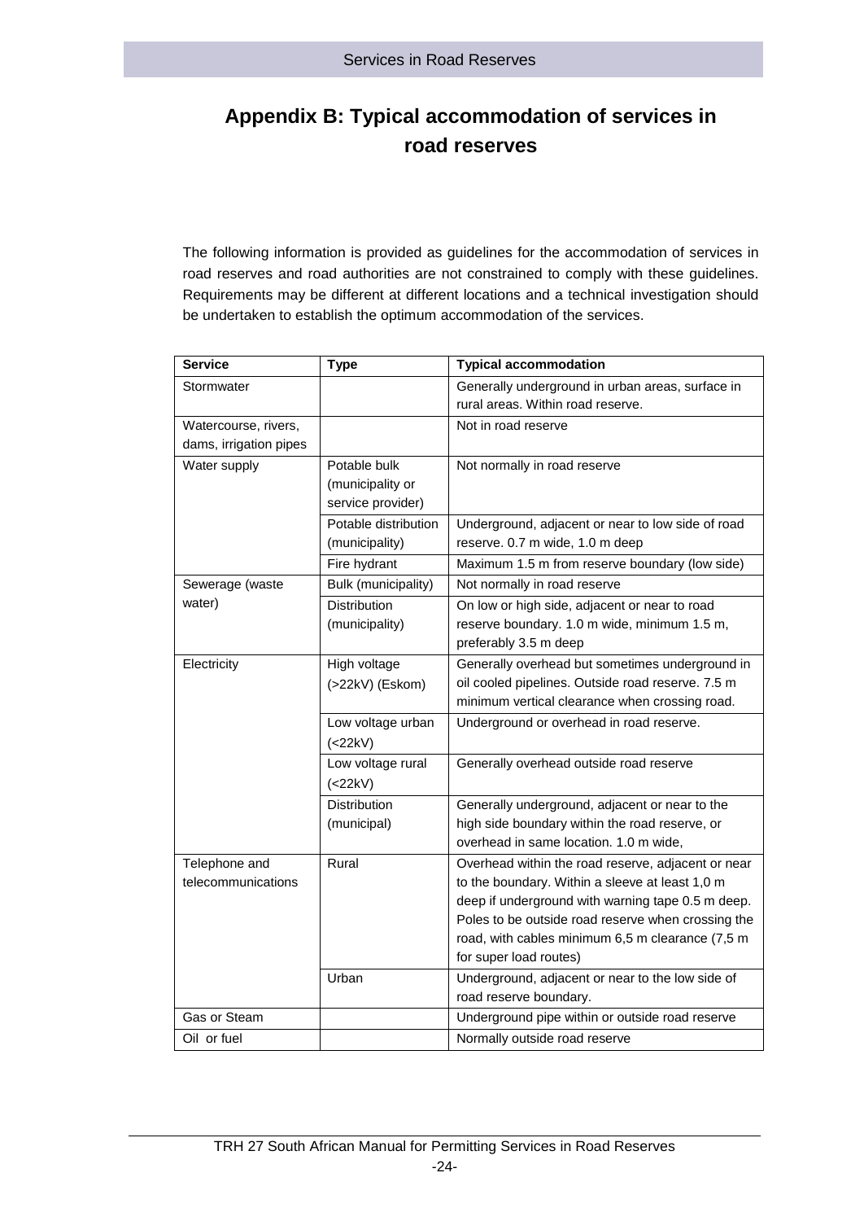# Appendix B: Typical accommodation of services in road reserves

The following information is provided as guidelines for the accommodation of services in road reserves and road authorities are not constrained to comply with these guidelines. Requirements may be different at different locations and a technical investigation should be undertaken to establish the optimum accommodation of the services.

| Service | Type | Typical accommodation |
|---|---|---|
| Stormwater | | Generally underground in urban areas, surface in rural areas. Within road reserve. |
| Watercourse, rivers, dams, irrigation pipes | | Not in road reserve |
| Water supply | Potable bulk (municipality or service provider) | Not normally in road reserve |
| | Potable distribution (municipality) | Underground, adjacent or near to low side of road reserve. 0.7 m wide, 1.0 m deep |
| | Fire hydrant | Maximum 1.5 m from reserve boundary (low side) |
| Sewerage (waste water) | Bulk (municipality) | Not normally in road reserve |
| | Distribution (municipality) | On low or high side, adjacent or near to road reserve boundary. 1.0 m wide, minimum 1.5 m, preferably 3.5 m deep |
| Electricity | High voltage (>22kV) (Eskom) | Generally overhead but sometimes underground in oil cooled pipelines. Outside road reserve. 7.5 m minimum vertical clearance when crossing road. |
| | Low voltage urban (<22kV) | Underground or overhead in road reserve. |
| | Low voltage rural (<22kV) | Generally overhead outside road reserve |
| | Distribution (municipal) | Generally underground, adjacent or near to the high side boundary within the road reserve, or overhead in same location. 1.0 m wide, |
| Telephone and telecommunications | Rural | Overhead within the road reserve, adjacent or near to the boundary. Within a sleeve at least 1,0 m deep if underground with warning tape 0.5 m deep. Poles to be outside road reserve when crossing the road, with cables minimum 6,5 m clearance (7,5 m for super load routes) |
| | Urban | Underground, adjacent or near to the low side of road reserve boundary. |
| Gas or Steam | | Underground pipe within or outside road reserve |
| Oil or fuel | | Normally outside road reserve |